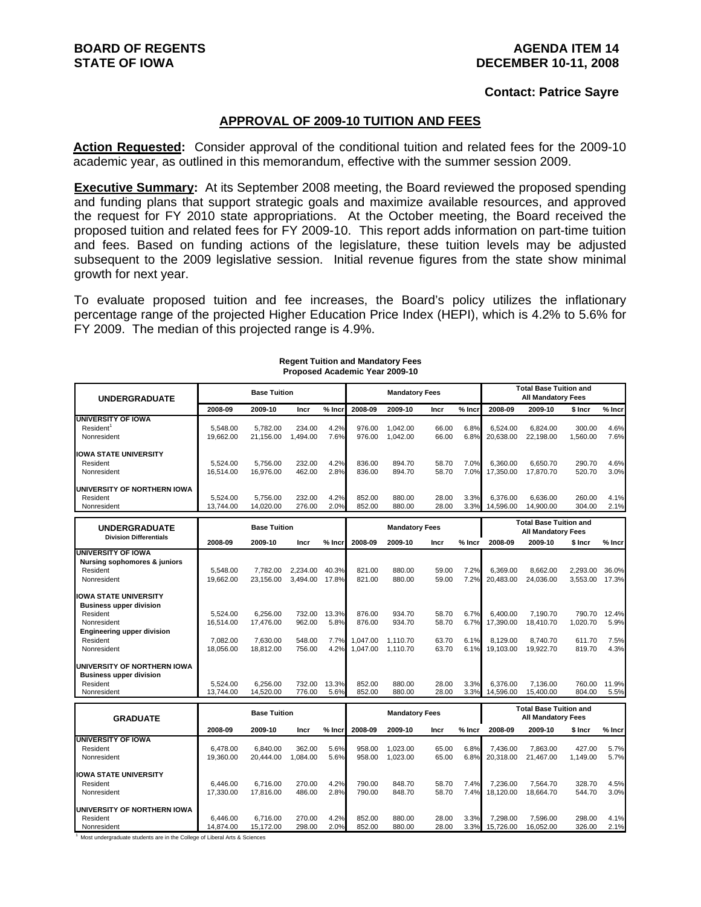**BOARD OF REGENTS**
**STATE OF IOWA**

**AGENDA ITEM 14**
**DECEMBER 10-11, 2008**

**Contact: Patrice Sayre**

## APPROVAL OF 2009-10 TUITION AND FEES

**Action Requested:** Consider approval of the conditional tuition and related fees for the 2009-10 academic year, as outlined in this memorandum, effective with the summer session 2009.

**Executive Summary:** At its September 2008 meeting, the Board reviewed the proposed spending and funding plans that support strategic goals and maximize available resources, and approved the request for FY 2010 state appropriations. At the October meeting, the Board received the proposed tuition and related fees for FY 2009-10. This report adds information on part-time tuition and fees. Based on funding actions of the legislature, these tuition levels may be adjusted subsequent to the 2009 legislative session. Initial revenue figures from the state show minimal growth for next year.

To evaluate proposed tuition and fee increases, the Board's policy utilizes the inflationary percentage range of the projected Higher Education Price Index (HEPI), which is 4.2% to 5.6% for FY 2009. The median of this projected range is 4.9%.

**Regent Tuition and Mandatory Fees**
**Proposed Academic Year 2009-10**

| UNDERGRADUATE | Base Tuition | | | | Mandatory Fees | | | | Total Base Tuition and All Mandatory Fees | | | |
|---|---|---|---|---|---|---|---|---|---|---|---|---|
| | 2008-09 | 2009-10 | Incr | % Incr | 2008-09 | 2009-10 | Incr | % Incr | 2008-09 | 2009-10 | $ Incr | % Incr |
| **UNIVERSITY OF IOWA** | | | | | | | | | | | | |
| Resident[1] | 5,548.00 | 5,782.00 | 234.00 | 4.2% | 976.00 | 1,042.00 | 66.00 | 6.8% | 6,524.00 | 6,824.00 | 300.00 | 4.6% |
| Nonresident | 19,662.00 | 21,156.00 | 1,494.00 | 7.6% | 976.00 | 1,042.00 | 66.00 | 6.8% | 20,638.00 | 22,198.00 | 1,560.00 | 7.6% |
| **IOWA STATE UNIVERSITY** | | | | | | | | | | | | |
| Resident | 5,524.00 | 5,756.00 | 232.00 | 4.2% | 836.00 | 894.70 | 58.70 | 7.0% | 6,360.00 | 6,650.70 | 290.70 | 4.6% |
| Nonresident | 16,514.00 | 16,976.00 | 462.00 | 2.8% | 836.00 | 894.70 | 58.70 | 7.0% | 17,350.00 | 17,870.70 | 520.70 | 3.0% |
| **UNIVERSITY OF NORTHERN IOWA** | | | | | | | | | | | | |
| Resident | 5,524.00 | 5,756.00 | 232.00 | 4.2% | 852.00 | 880.00 | 28.00 | 3.3% | 6,376.00 | 6,636.00 | 260.00 | 4.1% |
| Nonresident | 13,744.00 | 14,020.00 | 276.00 | 2.0% | 852.00 | 880.00 | 28.00 | 3.3% | 14,596.00 | 14,900.00 | 304.00 | 2.1% |

| UNDERGRADUATE Division Differentials | Base Tuition | | | | Mandatory Fees | | | | Total Base Tuition and All Mandatory Fees | | | |
|---|---|---|---|---|---|---|---|---|---|---|---|---|
| | 2008-09 | 2009-10 | Incr | % Incr | 2008-09 | 2009-10 | Incr | % Incr | 2008-09 | 2009-10 | $ Incr | % Incr |
| **UNIVERSITY OF IOWA** | | | | | | | | | | | | |
| **Nursing sophomores & juniors** | | | | | | | | | | | | |
| Resident | 5,548.00 | 7,782.00 | 2,234.00 | 40.3% | 821.00 | 880.00 | 59.00 | 7.2% | 6,369.00 | 8,662.00 | 2,293.00 | 36.0% |
| Nonresident | 19,662.00 | 23,156.00 | 3,494.00 | 17.8% | 821.00 | 880.00 | 59.00 | 7.2% | 20,483.00 | 24,036.00 | 3,553.00 | 17.3% |
| **IOWA STATE UNIVERSITY** | | | | | | | | | | | | |
| **Business upper division** | | | | | | | | | | | | |
| Resident | 5,524.00 | 6,256.00 | 732.00 | 13.3% | 876.00 | 934.70 | 58.70 | 6.7% | 6,400.00 | 7,190.70 | 790.70 | 12.4% |
| Nonresident | 16,514.00 | 17,476.00 | 962.00 | 5.8% | 876.00 | 934.70 | 58.70 | 6.7% | 17,390.00 | 18,410.70 | 1,020.70 | 5.9% |
| **Engineering upper division** | | | | | | | | | | | | |
| Resident | 7,082.00 | 7,630.00 | 548.00 | 7.7% | 1,047.00 | 1,110.70 | 63.70 | 6.1% | 8,129.00 | 8,740.70 | 611.70 | 7.5% |
| Nonresident | 18,056.00 | 18,812.00 | 756.00 | 4.2% | 1,047.00 | 1,110.70 | 63.70 | 6.1% | 19,103.00 | 19,922.70 | 819.70 | 4.3% |
| **UNIVERSITY OF NORTHERN IOWA** | | | | | | | | | | | | |
| **Business upper division** | | | | | | | | | | | | |
| Resident | 5,524.00 | 6,256.00 | 732.00 | 13.3% | 852.00 | 880.00 | 28.00 | 3.3% | 6,376.00 | 7,136.00 | 760.00 | 11.9% |
| Nonresident | 13,744.00 | 14,520.00 | 776.00 | 5.6% | 852.00 | 880.00 | 28.00 | 3.3% | 14,596.00 | 15,400.00 | 804.00 | 5.5% |

| GRADUATE | Base Tuition | | | | Mandatory Fees | | | | Total Base Tuition and All Mandatory Fees | | | |
|---|---|---|---|---|---|---|---|---|---|---|---|---|
| | 2008-09 | 2009-10 | Incr | % Incr | 2008-09 | 2009-10 | Incr | % Incr | 2008-09 | 2009-10 | $ Incr | % Incr |
| **UNIVERSITY OF IOWA** | | | | | | | | | | | | |
| Resident | 6,478.00 | 6,840.00 | 362.00 | 5.6% | 958.00 | 1,023.00 | 65.00 | 6.8% | 7,436.00 | 7,863.00 | 427.00 | 5.7% |
| Nonresident | 19,360.00 | 20,444.00 | 1,084.00 | 5.6% | 958.00 | 1,023.00 | 65.00 | 6.8% | 20,318.00 | 21,467.00 | 1,149.00 | 5.7% |
| **IOWA STATE UNIVERSITY** | | | | | | | | | | | | |
| Resident | 6,446.00 | 6,716.00 | 270.00 | 4.2% | 790.00 | 848.70 | 58.70 | 7.4% | 7,236.00 | 7,564.70 | 328.70 | 4.5% |
| Nonresident | 17,330.00 | 17,816.00 | 486.00 | 2.8% | 790.00 | 848.70 | 58.70 | 7.4% | 18,120.00 | 18,664.70 | 544.70 | 3.0% |
| **UNIVERSITY OF NORTHERN IOWA** | | | | | | | | | | | | |
| Resident | 6,446.00 | 6,716.00 | 270.00 | 4.2% | 852.00 | 880.00 | 28.00 | 3.3% | 7,298.00 | 7,596.00 | 298.00 | 4.1% |
| Nonresident | 14,874.00 | 15,172.00 | 298.00 | 2.0% | 852.00 | 880.00 | 28.00 | 3.3% | 15,726.00 | 16,052.00 | 326.00 | 2.1% |

[1] Most undergraduate students are in the College of Liberal Arts & Sciences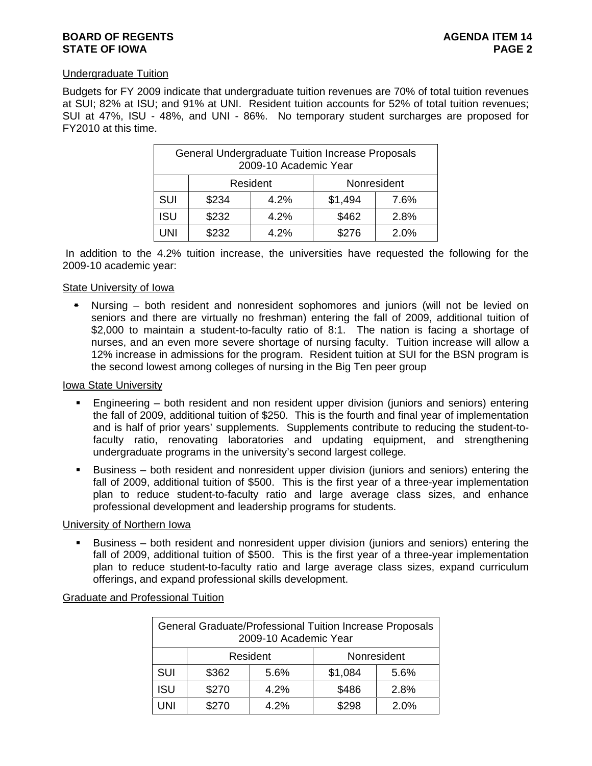Undergraduate Tuition

Budgets for FY 2009 indicate that undergraduate tuition revenues are 70% of total tuition revenues at SUI; 82% at ISU; and 91% at UNI. Resident tuition accounts for 52% of total tuition revenues; SUI at 47%, ISU - 48%, and UNI - 86%. No temporary student surcharges are proposed for FY2010 at this time.

| General Undergraduate Tuition Increase Proposals 2009-10 Academic Year | | | | |
|---|---|---|---|---|
| | Resident | | Nonresident | |
| SUI | $234 | 4.2% | $1,494 | 7.6% |
| ISU | $232 | 4.2% | $462 | 2.8% |
| UNI | $232 | 4.2% | $276 | 2.0% |

In addition to the 4.2% tuition increase, the universities have requested the following for the 2009-10 academic year:

State University of Iowa

- Nursing – both resident and nonresident sophomores and juniors (will not be levied on seniors and there are virtually no freshman) entering the fall of 2009, additional tuition of $2,000 to maintain a student-to-faculty ratio of 8:1. The nation is facing a shortage of nurses, and an even more severe shortage of nursing faculty. Tuition increase will allow a 12% increase in admissions for the program. Resident tuition at SUI for the BSN program is the second lowest among colleges of nursing in the Big Ten peer group

Iowa State University

- Engineering – both resident and non resident upper division (juniors and seniors) entering the fall of 2009, additional tuition of $250. This is the fourth and final year of implementation and is half of prior years' supplements. Supplements contribute to reducing the student-to-faculty ratio, renovating laboratories and updating equipment, and strengthening undergraduate programs in the university's second largest college.
- Business – both resident and nonresident upper division (juniors and seniors) entering the fall of 2009, additional tuition of $500. This is the first year of a three-year implementation plan to reduce student-to-faculty ratio and large average class sizes, and enhance professional development and leadership programs for students.

University of Northern Iowa

- Business – both resident and nonresident upper division (juniors and seniors) entering the fall of 2009, additional tuition of $500. This is the first year of a three-year implementation plan to reduce student-to-faculty ratio and large average class sizes, expand curriculum offerings, and expand professional skills development.

Graduate and Professional Tuition

| General Graduate/Professional Tuition Increase Proposals 2009-10 Academic Year | | | | |
|---|---|---|---|---|
| | Resident | | Nonresident | |
| SUI | $362 | 5.6% | $1,084 | 5.6% |
| ISU | $270 | 4.2% | $486 | 2.8% |
| UNI | $270 | 4.2% | $298 | 2.0% |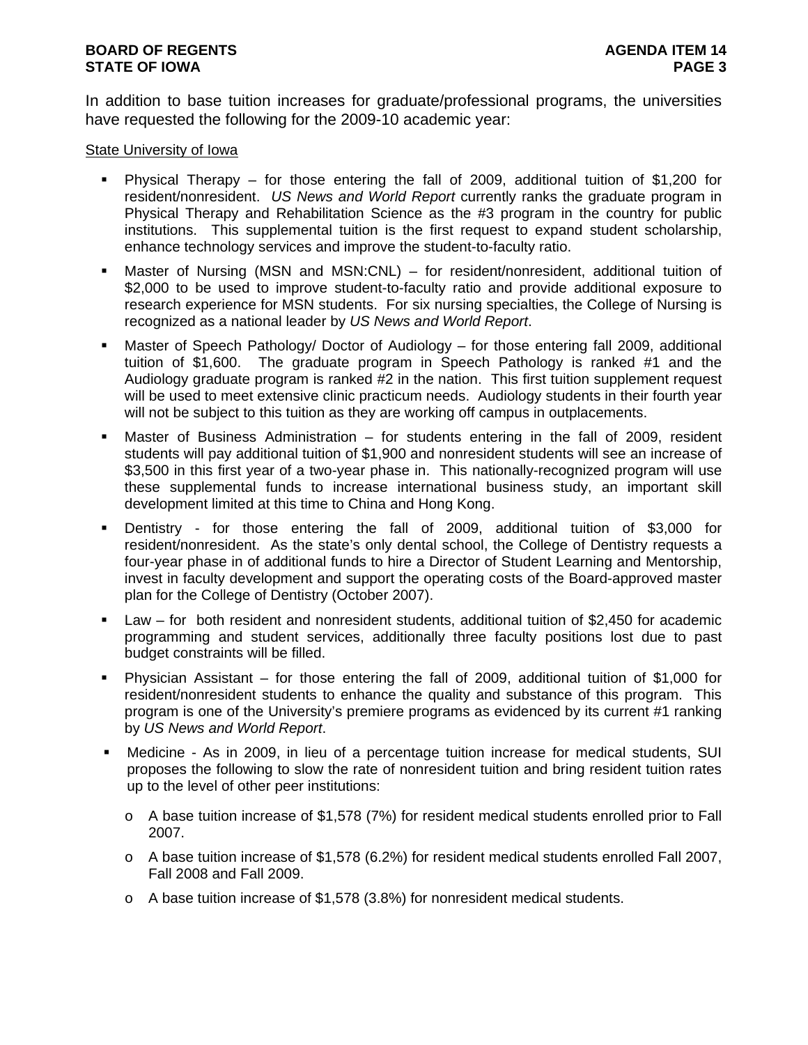In addition to base tuition increases for graduate/professional programs, the universities have requested the following for the 2009-10 academic year:

State University of Iowa

- Physical Therapy – for those entering the fall of 2009, additional tuition of $1,200 for resident/nonresident. *US News and World Report* currently ranks the graduate program in Physical Therapy and Rehabilitation Science as the #3 program in the country for public institutions. This supplemental tuition is the first request to expand student scholarship, enhance technology services and improve the student-to-faculty ratio.
- Master of Nursing (MSN and MSN:CNL) – for resident/nonresident, additional tuition of $2,000 to be used to improve student-to-faculty ratio and provide additional exposure to research experience for MSN students. For six nursing specialties, the College of Nursing is recognized as a national leader by *US News and World Report*.
- Master of Speech Pathology/ Doctor of Audiology – for those entering fall 2009, additional tuition of $1,600. The graduate program in Speech Pathology is ranked #1 and the Audiology graduate program is ranked #2 in the nation. This first tuition supplement request will be used to meet extensive clinic practicum needs. Audiology students in their fourth year will not be subject to this tuition as they are working off campus in outplacements.
- Master of Business Administration – for students entering in the fall of 2009, resident students will pay additional tuition of $1,900 and nonresident students will see an increase of $3,500 in this first year of a two-year phase in. This nationally-recognized program will use these supplemental funds to increase international business study, an important skill development limited at this time to China and Hong Kong.
- Dentistry - for those entering the fall of 2009, additional tuition of $3,000 for resident/nonresident. As the state's only dental school, the College of Dentistry requests a four-year phase in of additional funds to hire a Director of Student Learning and Mentorship, invest in faculty development and support the operating costs of the Board-approved master plan for the College of Dentistry (October 2007).
- Law – for both resident and nonresident students, additional tuition of $2,450 for academic programming and student services, additionally three faculty positions lost due to past budget constraints will be filled.
- Physician Assistant – for those entering the fall of 2009, additional tuition of $1,000 for resident/nonresident students to enhance the quality and substance of this program. This program is one of the University's premiere programs as evidenced by its current #1 ranking by *US News and World Report*.
- Medicine - As in 2009, in lieu of a percentage tuition increase for medical students, SUI proposes the following to slow the rate of nonresident tuition and bring resident tuition rates up to the level of other peer institutions:
  - A base tuition increase of $1,578 (7%) for resident medical students enrolled prior to Fall 2007.
  - A base tuition increase of $1,578 (6.2%) for resident medical students enrolled Fall 2007, Fall 2008 and Fall 2009.
  - A base tuition increase of $1,578 (3.8%) for nonresident medical students.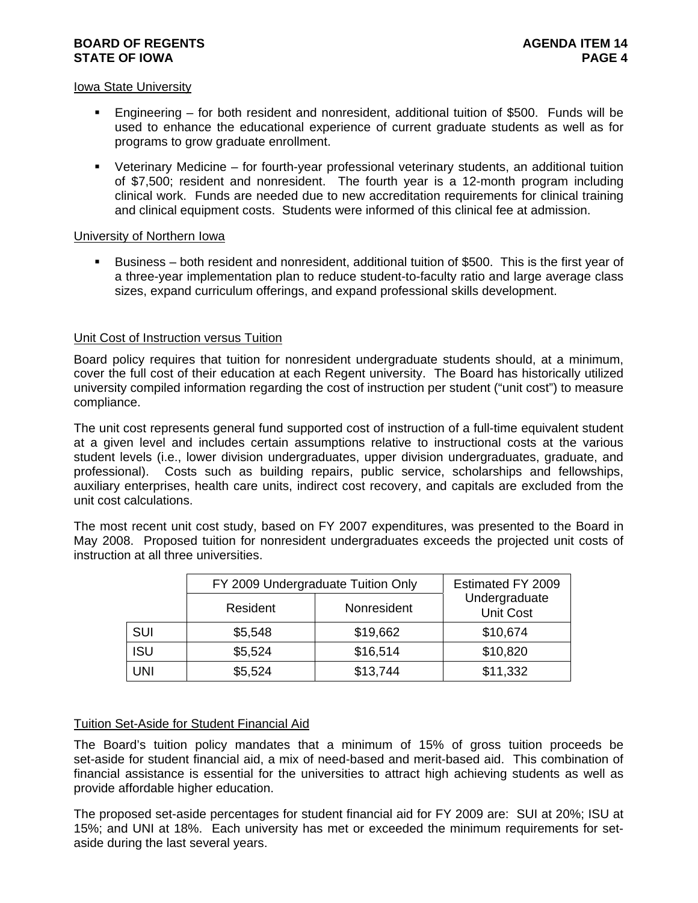Iowa State University

- Engineering – for both resident and nonresident, additional tuition of $500. Funds will be used to enhance the educational experience of current graduate students as well as for programs to grow graduate enrollment.

- Veterinary Medicine – for fourth-year professional veterinary students, an additional tuition of $7,500; resident and nonresident. The fourth year is a 12-month program including clinical work. Funds are needed due to new accreditation requirements for clinical training and clinical equipment costs. Students were informed of this clinical fee at admission.

University of Northern Iowa

- Business – both resident and nonresident, additional tuition of $500. This is the first year of a three-year implementation plan to reduce student-to-faculty ratio and large average class sizes, expand curriculum offerings, and expand professional skills development.

Unit Cost of Instruction versus Tuition

Board policy requires that tuition for nonresident undergraduate students should, at a minimum, cover the full cost of their education at each Regent university. The Board has historically utilized university compiled information regarding the cost of instruction per student ("unit cost") to measure compliance.

The unit cost represents general fund supported cost of instruction of a full-time equivalent student at a given level and includes certain assumptions relative to instructional costs at the various student levels (i.e., lower division undergraduates, upper division undergraduates, graduate, and professional). Costs such as building repairs, public service, scholarships and fellowships, auxiliary enterprises, health care units, indirect cost recovery, and capitals are excluded from the unit cost calculations.

The most recent unit cost study, based on FY 2007 expenditures, was presented to the Board in May 2008. Proposed tuition for nonresident undergraduates exceeds the projected unit costs of instruction at all three universities.

| | FY 2009 Undergraduate Tuition Only | | Estimated FY 2009 Undergraduate Unit Cost |
|---|---|---|---|
| | Resident | Nonresident | |
| SUI | $5,548 | $19,662 | $10,674 |
| ISU | $5,524 | $16,514 | $10,820 |
| UNI | $5,524 | $13,744 | $11,332 |

Tuition Set-Aside for Student Financial Aid

The Board's tuition policy mandates that a minimum of 15% of gross tuition proceeds be set-aside for student financial aid, a mix of need-based and merit-based aid. This combination of financial assistance is essential for the universities to attract high achieving students as well as provide affordable higher education.

The proposed set-aside percentages for student financial aid for FY 2009 are: SUI at 20%; ISU at 15%; and UNI at 18%. Each university has met or exceeded the minimum requirements for set-aside during the last several years.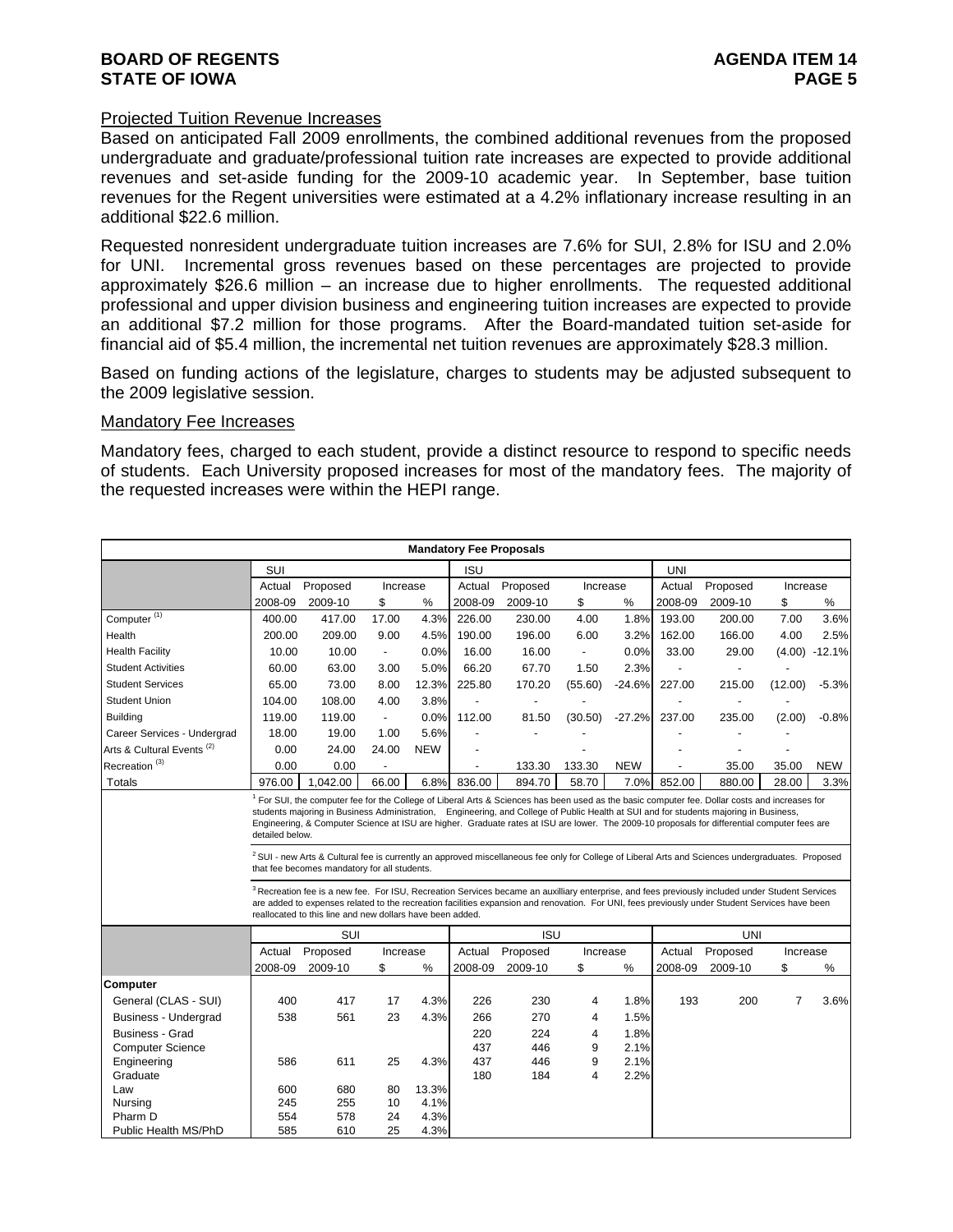## Projected Tuition Revenue Increases

Based on anticipated Fall 2009 enrollments, the combined additional revenues from the proposed undergraduate and graduate/professional tuition rate increases are expected to provide additional revenues and set-aside funding for the 2009-10 academic year. In September, base tuition revenues for the Regent universities were estimated at a 4.2% inflationary increase resulting in an additional $22.6 million.

Requested nonresident undergraduate tuition increases are 7.6% for SUI, 2.8% for ISU and 2.0% for UNI. Incremental gross revenues based on these percentages are projected to provide approximately $26.6 million – an increase due to higher enrollments. The requested additional professional and upper division business and engineering tuition increases are expected to provide an additional $7.2 million for those programs. After the Board-mandated tuition set-aside for financial aid of $5.4 million, the incremental net tuition revenues are approximately $28.3 million.

Based on funding actions of the legislature, charges to students may be adjusted subsequent to the 2009 legislative session.

## Mandatory Fee Increases

Mandatory fees, charged to each student, provide a distinct resource to respond to specific needs of students. Each University proposed increases for most of the mandatory fees. The majority of the requested increases were within the HEPI range.

**Mandatory Fee Proposals**

| | SUI | | | | ISU | | | | UNI | | | |
|---|---|---|---|---|---|---|---|---|---|---|---|---|
| | Actual 2008-09 | Proposed 2009-10 | Increase $ | Increase % | Actual 2008-09 | Proposed 2009-10 | Increase $ | Increase % | Actual 2008-09 | Proposed 2009-10 | Increase $ | Increase % |
| Computer [1] | 400.00 | 417.00 | 17.00 | 4.3% | 226.00 | 230.00 | 4.00 | 1.8% | 193.00 | 200.00 | 7.00 | 3.6% |
| Health | 200.00 | 209.00 | 9.00 | 4.5% | 190.00 | 196.00 | 6.00 | 3.2% | 162.00 | 166.00 | 4.00 | 2.5% |
| Health Facility | 10.00 | 10.00 | - | 0.0% | 16.00 | 16.00 | - | 0.0% | 33.00 | 29.00 | (4.00) | -12.1% |
| Student Activities | 60.00 | 63.00 | 3.00 | 5.0% | 66.20 | 67.70 | 1.50 | 2.3% | - | - | - | |
| Student Services | 65.00 | 73.00 | 8.00 | 12.3% | 225.80 | 170.20 | (55.60) | -24.6% | 227.00 | 215.00 | (12.00) | -5.3% |
| Student Union | 104.00 | 108.00 | 4.00 | 3.8% | - | - | - | | - | - | - | |
| Building | 119.00 | 119.00 | - | 0.0% | 112.00 | 81.50 | (30.50) | -27.2% | 237.00 | 235.00 | (2.00) | -0.8% |
| Career Services - Undergrad | 18.00 | 19.00 | 1.00 | 5.6% | - | - | - | | - | - | - | |
| Arts & Cultural Events [2] | 0.00 | 24.00 | 24.00 | NEW | - | | - | | - | - | - | |
| Recreation [3] | 0.00 | 0.00 | - | | - | 133.30 | 133.30 | NEW | - | 35.00 | 35.00 | NEW |
| Totals | 976.00 | 1,042.00 | 66.00 | 6.8% | 836.00 | 894.70 | 58.70 | 7.0% | 852.00 | 880.00 | 28.00 | 3.3% |

[1] For SUI, the computer fee for the College of Liberal Arts & Sciences has been used as the basic computer fee. Dollar costs and increases for students majoring in Business Administration, Engineering, and College of Public Health at SUI and for students majoring in Business, Engineering, & Computer Science at ISU are higher. Graduate rates at ISU are lower. The 2009-10 proposals for differential computer fees are detailed below.

[2] SUI - new Arts & Cultural fee is currently an approved miscellaneous fee only for College of Liberal Arts and Sciences undergraduates. Proposed that fee becomes mandatory for all students.

[3] Recreation fee is a new fee. For ISU, Recreation Services became an auxilliary enterprise, and fees previously included under Student Services are added to expenses related to the recreation facilities expansion and renovation. For UNI, fees previously under Student Services have been reallocated to this line and new dollars have been added.

| | SUI | | | | ISU | | | | UNI | | | |
|---|---|---|---|---|---|---|---|---|---|---|---|---|
| | Actual 2008-09 | Proposed 2009-10 | Increase $ | Increase % | Actual 2008-09 | Proposed 2009-10 | Increase $ | Increase % | Actual 2008-09 | Proposed 2009-10 | Increase $ | Increase % |
| **Computer** | | | | | | | | | | | | |
| General (CLAS - SUI) | 400 | 417 | 17 | 4.3% | 226 | 230 | 4 | 1.8% | 193 | 200 | 7 | 3.6% |
| Business - Undergrad | 538 | 561 | 23 | 4.3% | 266 | 270 | 4 | 1.5% | | | | |
| Business - Grad | | | | | 220 | 224 | 4 | 1.8% | | | | |
| Computer Science | | | | | 437 | 446 | 9 | 2.1% | | | | |
| Engineering | 586 | 611 | 25 | 4.3% | 437 | 446 | 9 | 2.1% | | | | |
| Graduate | | | | | 180 | 184 | 4 | 2.2% | | | | |
| Law | 600 | 680 | 80 | 13.3% | | | | | | | | |
| Nursing | 245 | 255 | 10 | 4.1% | | | | | | | | |
| Pharm D | 554 | 578 | 24 | 4.3% | | | | | | | | |
| Public Health MS/PhD | 585 | 610 | 25 | 4.3% | | | | | | | | |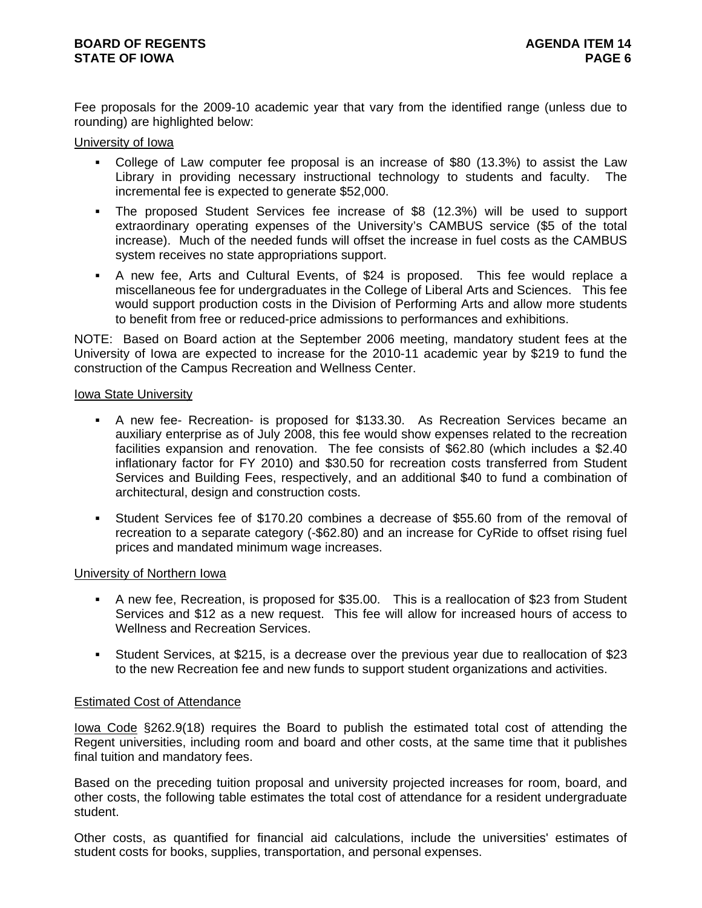Fee proposals for the 2009-10 academic year that vary from the identified range (unless due to rounding) are highlighted below:

University of Iowa

- College of Law computer fee proposal is an increase of $80 (13.3%) to assist the Law Library in providing necessary instructional technology to students and faculty. The incremental fee is expected to generate $52,000.
- The proposed Student Services fee increase of $8 (12.3%) will be used to support extraordinary operating expenses of the University's CAMBUS service ($5 of the total increase). Much of the needed funds will offset the increase in fuel costs as the CAMBUS system receives no state appropriations support.
- A new fee, Arts and Cultural Events, of $24 is proposed. This fee would replace a miscellaneous fee for undergraduates in the College of Liberal Arts and Sciences. This fee would support production costs in the Division of Performing Arts and allow more students to benefit from free or reduced-price admissions to performances and exhibitions.

NOTE: Based on Board action at the September 2006 meeting, mandatory student fees at the University of Iowa are expected to increase for the 2010-11 academic year by $219 to fund the construction of the Campus Recreation and Wellness Center.

Iowa State University

- A new fee- Recreation- is proposed for $133.30. As Recreation Services became an auxiliary enterprise as of July 2008, this fee would show expenses related to the recreation facilities expansion and renovation. The fee consists of $62.80 (which includes a $2.40 inflationary factor for FY 2010) and $30.50 for recreation costs transferred from Student Services and Building Fees, respectively, and an additional $40 to fund a combination of architectural, design and construction costs.
- Student Services fee of $170.20 combines a decrease of $55.60 from of the removal of recreation to a separate category (-$62.80) and an increase for CyRide to offset rising fuel prices and mandated minimum wage increases.

University of Northern Iowa

- A new fee, Recreation, is proposed for $35.00. This is a reallocation of $23 from Student Services and $12 as a new request. This fee will allow for increased hours of access to Wellness and Recreation Services.
- Student Services, at $215, is a decrease over the previous year due to reallocation of $23 to the new Recreation fee and new funds to support student organizations and activities.

Estimated Cost of Attendance

Iowa Code §262.9(18) requires the Board to publish the estimated total cost of attending the Regent universities, including room and board and other costs, at the same time that it publishes final tuition and mandatory fees.

Based on the preceding tuition proposal and university projected increases for room, board, and other costs, the following table estimates the total cost of attendance for a resident undergraduate student.

Other costs, as quantified for financial aid calculations, include the universities' estimates of student costs for books, supplies, transportation, and personal expenses.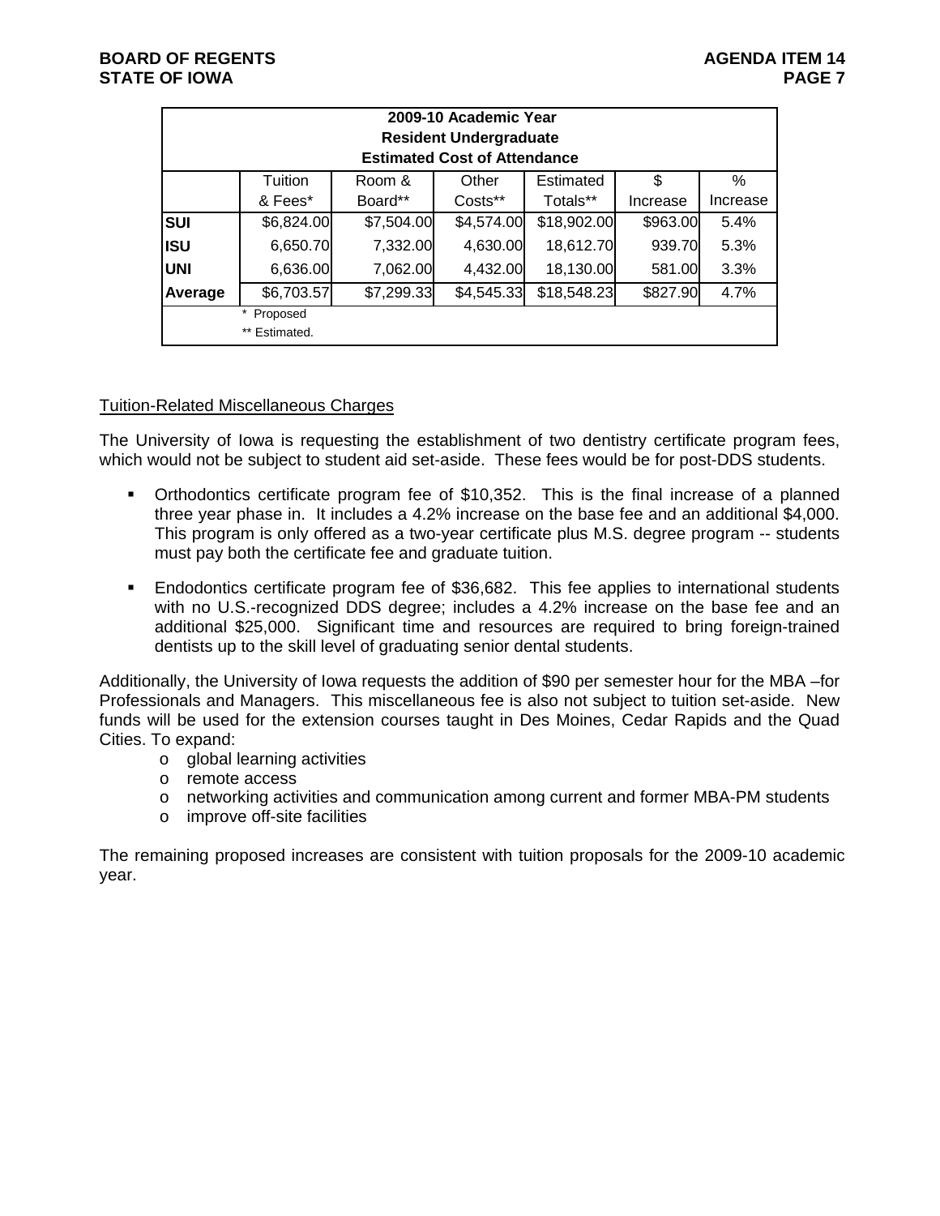| 2009-10 Academic Year<br>Resident Undergraduate<br>Estimated Cost of Attendance | | | | | | |
|---|---|---|---|---|---|---|
| | Tuition & Fees* | Room & Board** | Other Costs** | Estimated Totals** | $ Increase | % Increase |
| **SUI** | $6,824.00 | $7,504.00 | $4,574.00 | $18,902.00 | $963.00 | 5.4% |
| **ISU** | 6,650.70 | 7,332.00 | 4,630.00 | 18,612.70 | 939.70 | 5.3% |
| **UNI** | 6,636.00 | 7,062.00 | 4,432.00 | 18,130.00 | 581.00 | 3.3% |
| **Average** | $6,703.57 | $7,299.33 | $4,545.33 | $18,548.23 | $827.90 | 4.7% |
| | * Proposed<br>** Estimated. | | | | | |

Tuition-Related Miscellaneous Charges

The University of Iowa is requesting the establishment of two dentistry certificate program fees, which would not be subject to student aid set-aside. These fees would be for post-DDS students.

- Orthodontics certificate program fee of $10,352. This is the final increase of a planned three year phase in. It includes a 4.2% increase on the base fee and an additional $4,000. This program is only offered as a two-year certificate plus M.S. degree program -- students must pay both the certificate fee and graduate tuition.
- Endodontics certificate program fee of $36,682. This fee applies to international students with no U.S.-recognized DDS degree; includes a 4.2% increase on the base fee and an additional $25,000. Significant time and resources are required to bring foreign-trained dentists up to the skill level of graduating senior dental students.

Additionally, the University of Iowa requests the addition of $90 per semester hour for the MBA –for Professionals and Managers. This miscellaneous fee is also not subject to tuition set-aside. New funds will be used for the extension courses taught in Des Moines, Cedar Rapids and the Quad Cities. To expand:

- global learning activities
- remote access
- networking activities and communication among current and former MBA-PM students
- improve off-site facilities

The remaining proposed increases are consistent with tuition proposals for the 2009-10 academic year.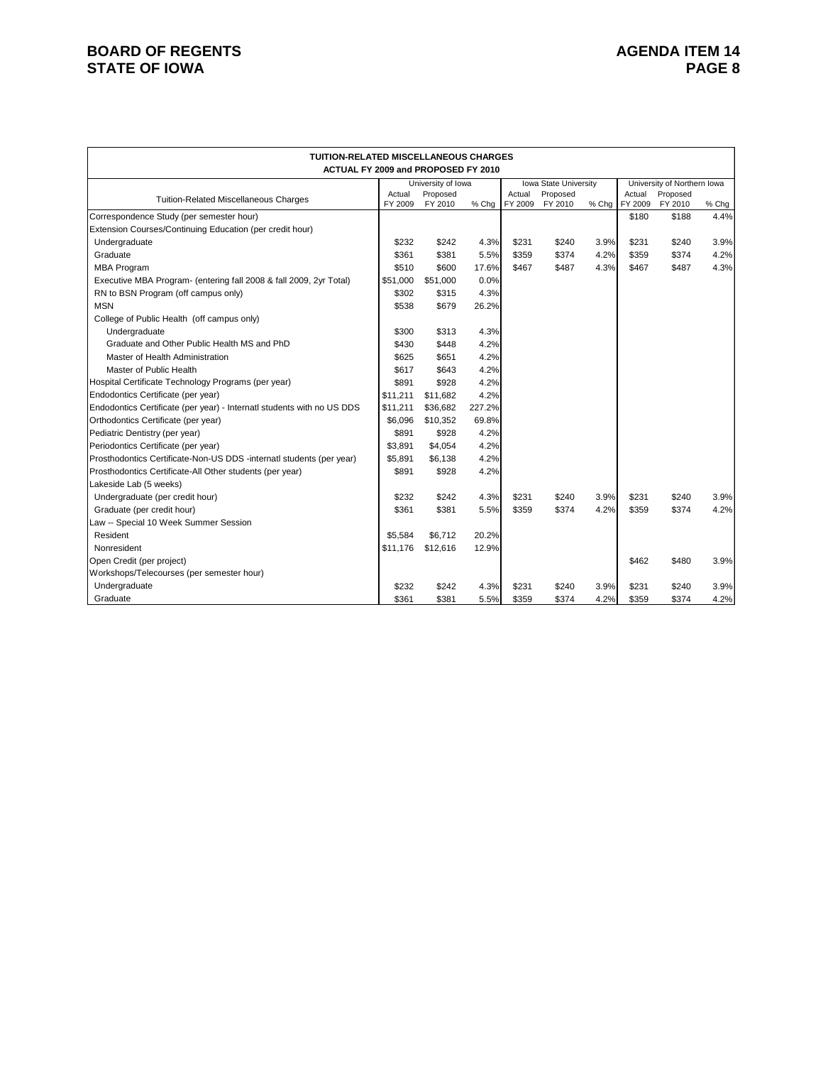| TUITION-RELATED MISCELLANEOUS CHARGES<br>ACTUAL FY 2009 and PROPOSED FY 2010 | | | | | | | | | |
|---|---|---|---|---|---|---|---|---|---|
| Tuition-Related Miscellaneous Charges | University of Iowa | | | Iowa State University | | | University of Northern Iowa | | |
| | Actual FY 2009 | Proposed FY 2010 | % Chg | Actual FY 2009 | Proposed FY 2010 | % Chg | Actual FY 2009 | Proposed FY 2010 | % Chg |
| Correspondence Study (per semester hour) | | | | | | | $180 | $188 | 4.4% |
| Extension Courses/Continuing Education (per credit hour) | | | | | | | | | |
| Undergraduate | $232 | $242 | 4.3% | $231 | $240 | 3.9% | $231 | $240 | 3.9% |
| Graduate | $361 | $381 | 5.5% | $359 | $374 | 4.2% | $359 | $374 | 4.2% |
| MBA Program | $510 | $600 | 17.6% | $467 | $487 | 4.3% | $467 | $487 | 4.3% |
| Executive MBA Program- (entering fall 2008 & fall 2009, 2yr Total) | $51,000 | $51,000 | 0.0% | | | | | | |
| RN to BSN Program (off campus only) | $302 | $315 | 4.3% | | | | | | |
| MSN | $538 | $679 | 26.2% | | | | | | |
| College of Public Health (off campus only) | | | | | | | | | |
| Undergraduate | $300 | $313 | 4.3% | | | | | | |
| Graduate and Other Public Health MS and PhD | $430 | $448 | 4.2% | | | | | | |
| Master of Health Administration | $625 | $651 | 4.2% | | | | | | |
| Master of Public Health | $617 | $643 | 4.2% | | | | | | |
| Hospital Certificate Technology Programs (per year) | $891 | $928 | 4.2% | | | | | | |
| Endodontics Certificate (per year) | $11,211 | $11,682 | 4.2% | | | | | | |
| Endodontics Certificate (per year) - Internatl students with no US DDS | $11,211 | $36,682 | 227.2% | | | | | | |
| Orthodontics Certificate (per year) | $6,096 | $10,352 | 69.8% | | | | | | |
| Pediatric Dentistry (per year) | $891 | $928 | 4.2% | | | | | | |
| Periodontics Certificate (per year) | $3,891 | $4,054 | 4.2% | | | | | | |
| Prosthodontics Certificate-Non-US DDS -internatl students (per year) | $5,891 | $6,138 | 4.2% | | | | | | |
| Prosthodontics Certificate-All Other students (per year) | $891 | $928 | 4.2% | | | | | | |
| Lakeside Lab (5 weeks) | | | | | | | | | |
| Undergraduate (per credit hour) | $232 | $242 | 4.3% | $231 | $240 | 3.9% | $231 | $240 | 3.9% |
| Graduate (per credit hour) | $361 | $381 | 5.5% | $359 | $374 | 4.2% | $359 | $374 | 4.2% |
| Law -- Special 10 Week Summer Session | | | | | | | | | |
| Resident | $5,584 | $6,712 | 20.2% | | | | | | |
| Nonresident | $11,176 | $12,616 | 12.9% | | | | | | |
| Open Credit (per project) | | | | | | | $462 | $480 | 3.9% |
| Workshops/Telecourses (per semester hour) | | | | | | | | | |
| Undergraduate | $232 | $242 | 4.3% | $231 | $240 | 3.9% | $231 | $240 | 3.9% |
| Graduate | $361 | $381 | 5.5% | $359 | $374 | 4.2% | $359 | $374 | 4.2% |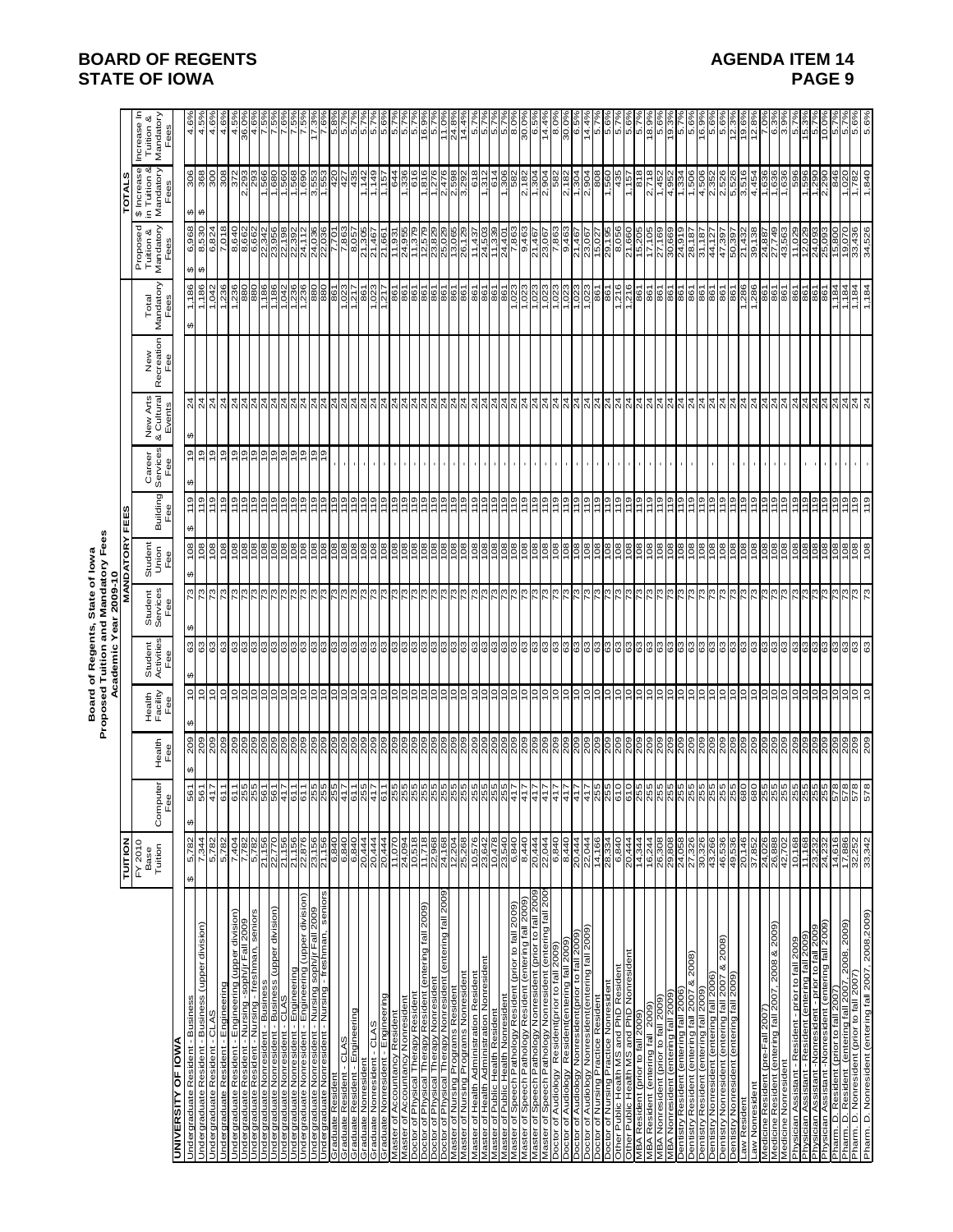**Board of Regents, State of Iowa**
**Proposed Tuition and Mandatory Fees**
**Academic Year 2009-10**

| | TUITION | MANDATORY FEES | | | | | | | | | | | TOTALS | | |
|---|---|---|---|---|---|---|---|---|---|---|---|---|---|---|---|
| | FY 2010 Base Tuition | Computer Fee | Health Fee | Health Facility Fee | Student Activities Fee | Student Services Fee | Student Union Fee | Building Fee | Career Services Fee | New Arts & Cultural Events | New Recreation Fee | Total Mandatory Fees | Proposed Tuition & Mandatory Fees | $ Increase in Tuition & Mandatory Fees | Increase in Tuition & Mandatory Fees |
| **UNIVERSITY OF IOWA** | | | | | | | | | | | | | | | |
| Undergraduate Resident - Business | $ 5,782 | $ 561 | $ 209 | $ 10 | $ 63 | $ 73 | $ 108 | $ 119 | $ 19 | $ 24 | | $ 1,186 | $ 6,968 | $ 306 | 4.6% |
| Undergraduate Resident - Business (upper division) | 7,344 | 561 | 209 | 10 | 63 | 73 | 108 | 119 | 19 | 24 | | 1,186 | $ 8,530 | $ 368 | 4.5% |
| Undergraduate Resident - CLAS | 5,782 | 417 | 209 | 10 | 63 | 73 | 108 | 119 | 19 | 24 | | 1,042 | 6,824 | 300 | 4.6% |
| Undergraduate Resident - Engineering | 5,782 | 611 | 209 | 10 | 63 | 73 | 108 | 119 | 19 | 24 | | 1,236 | 7,018 | 308 | 4.6% |
| Undergraduate Resident - Engineering (upper division) | 7,404 | 611 | 209 | 10 | 63 | 73 | 108 | 119 | 19 | 24 | | 1,236 | 8,640 | 372 | 4.5% |
| Undergraduate Resident - Nursing -soph/jr Fall 2009 | 7,782 | 255 | 209 | 10 | 63 | 73 | 108 | 119 | 19 | 24 | | 880 | 8,662 | 2,293 | 36.0% |
| Undergraduate Resident - Nursing - freshman, seniors | 5,782 | 255 | 209 | 10 | 63 | 73 | 108 | 119 | 19 | 24 | | 880 | 6,662 | 300 | 4.6% |
| Undergraduate Nonresident - Business | 21,156 | 561 | 209 | 10 | 63 | 73 | 108 | 119 | 19 | 24 | | 1,186 | 22,342 | 1,566 | 7.5% |
| Undergraduate Nonresident - Business (upper division) | 22,770 | 561 | 209 | 10 | 63 | 73 | 108 | 119 | 19 | 24 | | 1,186 | 23,956 | 1,680 | 7.5% |
| Undergraduate Nonresident - CLAS | 21,156 | 417 | 209 | 10 | 63 | 73 | 108 | 119 | 19 | 24 | | 1,042 | 22,198 | 1,560 | 7.6% |
| Undergraduate Nonresident - Engineering | 21,156 | 611 | 209 | 10 | 63 | 73 | 108 | 119 | 19 | 24 | | 1,236 | 22,392 | 1,568 | 7.5% |
| Undergraduate Nonresident - Engineering (upper division) | 22,876 | 611 | 209 | 10 | 63 | 73 | 108 | 119 | 19 | 24 | | 1,236 | 24,112 | 1,690 | 7.5% |
| Undergraduate Nonresident - Nursing soph/jr Fall 2009 | 23,156 | 255 | 209 | 10 | 63 | 73 | 108 | 119 | 19 | 24 | | 880 | 24,036 | 3,553 | 17.3% |
| Undergraduate Nonresident - Nursing - freshman, seniors | 21,156 | 255 | 209 | 10 | 63 | 73 | 108 | 119 | 19 | 24 | | 880 | 22,036 | 1,553 | 7.6% |
| Graduate Resident | 6,840 | 255 | 209 | 10 | 63 | 73 | 108 | 119 | - | 24 | | 861 | 7,701 | 420 | 5.8% |
| Graduate Resident - CLAS | 6,840 | 417 | 209 | 10 | 63 | 73 | 108 | 119 | - | 24 | | 1,023 | 7,863 | 427 | 5.7% |
| Graduate Resident - Engineering | 6,840 | 611 | 209 | 10 | 63 | 73 | 108 | 119 | - | 24 | | 1,217 | 8,057 | 435 | 5.7% |
| Graduate Nonresident | 20,444 | 255 | 209 | 10 | 63 | 73 | 108 | 119 | - | 24 | | 861 | 21,305 | 1,142 | 5.7% |
| Graduate Nonresident - CLAS | 20,444 | 417 | 209 | 10 | 63 | 73 | 108 | 119 | - | 24 | | 1,023 | 21,467 | 1,149 | 5.7% |
| Graduate Nonresident - Engineering | 20,444 | 611 | 209 | 10 | 63 | 73 | 108 | 119 | - | 24 | | 1,217 | 21,661 | 1,157 | 5.6% |
| Master of Accountancy Resident | 11,070 | 255 | 209 | 10 | 63 | 73 | 108 | 119 | - | 24 | | 861 | 11,931 | 644 | 5.7% |
| Master of Accountancy Nonresident | 24,094 | 255 | 209 | 10 | 63 | 73 | 108 | 119 | - | 24 | | 861 | 24,955 | 1,336 | 5.7% |
| Doctor of Physical Therapy Resident | 10,718 | 255 | 209 | 10 | 63 | 73 | 108 | 119 | - | 24 | | 861 | 11,579 | 616 | 5.6% |
| Doctor of Physical Therapy Resident (entering fall 2009) | 11,718 | 255 | 209 | 10 | 63 | 73 | 108 | 119 | - | 24 | | 861 | 12,579 | 1,816 | 16.9% |
| Doctor of Physical Therapy Nonresident | 22,968 | 255 | 209 | 10 | 63 | 73 | 108 | 119 | - | 24 | | 861 | 23,829 | 1,276 | 5.7% |
| Doctor of Physical Therapy Nonresident (entering fall 2009) | 24,168 | 255 | 209 | 10 | 63 | 73 | 108 | 119 | - | 24 | | 861 | 25,029 | 2,476 | 11.0% |
| Master of Nursing Programs Resident | 12,204 | 255 | 209 | 10 | 63 | 73 | 108 | 119 | - | 24 | | 861 | 13,065 | 2,598 | 24.8% |
| Master of Nursing Programs Nonresident | 25,268 | 255 | 209 | 10 | 63 | 73 | 108 | 119 | - | 24 | | 861 | 26,129 | 3,292 | 14.4% |
| Master of Health Administration Resident | 10,576 | 255 | 209 | 10 | 63 | 73 | 108 | 119 | - | 24 | | 861 | 11,437 | 618 | 5.7% |
| Master of Health Administration Nonresident | 23,642 | 255 | 209 | 10 | 63 | 73 | 108 | 119 | - | 24 | | 861 | 24,503 | 1,312 | 5.7% |
| Master of Public Health Resident | 10,478 | 255 | 209 | 10 | 63 | 73 | 108 | 119 | - | 24 | | 861 | 11,339 | 614 | 5.7% |
| Master of Public Health Nonresident | 23,540 | 255 | 209 | 10 | 63 | 73 | 108 | 119 | - | 24 | | 861 | 24,401 | 1,306 | 5.7% |
| Master of Speech Pathology Resident (prior to fall 2009) | 6,840 | 417 | 209 | 10 | 63 | 73 | 108 | 119 | - | 24 | | 1,023 | 7,863 | 582 | 8.0% |
| Master of Speech Pathology Resident (entering fall 2009) | 8,440 | 417 | 209 | 10 | 63 | 73 | 108 | 119 | - | 24 | | 1,023 | 9,463 | 2,182 | 30.0% |
| Master of Speech Pathology Nonresident (prior to fall 2009) | 20,444 | 417 | 209 | 10 | 63 | 73 | 108 | 119 | - | 24 | | 1,023 | 21,467 | 1,304 | 6.5% |
| Master of Speech Pathology Nonresident (entering fall 2009) | 22,044 | 417 | 209 | 10 | 63 | 73 | 108 | 119 | - | 24 | | 1,023 | 23,067 | 2,904 | 14.4% |
| Doctor of Audiology Resident(prior to fall 2009) | 6,840 | 417 | 209 | 10 | 63 | 73 | 108 | 119 | - | 24 | | 1,023 | 7,863 | 582 | 8.0% |
| Doctor of Audiology Resident(entering fall 2009) | 8,440 | 417 | 209 | 10 | 63 | 73 | 108 | 119 | - | 24 | | 1,023 | 9,463 | 2,182 | 30.0% |
| Doctor of Audiology Nonresident(prior to fall 2009) | 20,444 | 417 | 209 | 10 | 63 | 73 | 108 | 119 | - | 24 | | 1,023 | 21,467 | 1,304 | 6.5% |
| Doctor of Audiology Nonresident(entering fall 2009) | 22,044 | 417 | 209 | 10 | 63 | 73 | 108 | 119 | - | 24 | | 1,023 | 23,067 | 2,904 | 14.4% |
| Doctor of Nursing Practice Resident | 14,166 | 255 | 209 | 10 | 63 | 73 | 108 | 119 | - | 24 | | 861 | 15,027 | 1,800 | 13.6% |
| Doctor of Nursing Practice Nonresident | 28,334 | 255 | 209 | 10 | 63 | 73 | 108 | 119 | - | 24 | | 861 | 29,195 | 1,560 | 5.6% |
| Other Public Health MS and PhD Resident | 6,840 | 610 | 209 | 10 | 63 | 73 | 108 | 119 | - | 24 | | 1,216 | 8,056 | 435 | 5.7% |
| Other Public Health MS and PhD Nonresident | 20,444 | 610 | 209 | 10 | 63 | 73 | 108 | 119 | - | 24 | | 1,216 | 21,660 | 1,157 | 5.6% |
| MBA Resident (prior to fall 2009) | 14,344 | 255 | 209 | 10 | 63 | 73 | 108 | 119 | - | 24 | | 861 | 15,205 | 818 | 5.7% |
| MBA Resident (entering fall 2009) | 16,244 | 255 | 209 | 10 | 63 | 73 | 108 | 119 | - | 24 | | 861 | 17,105 | 2,718 | 18.9% |
| MBA Nonresident (prior to fall 2009) | 26,308 | 255 | 209 | 10 | 63 | 73 | 108 | 119 | - | 24 | | 861 | 27,169 | 1,452 | 5.6% |
| MBA Nonresident (entering fall 2009) | 29,808 | 255 | 209 | 10 | 63 | 73 | 108 | 119 | - | 24 | | 861 | 30,669 | 4,952 | 19.3% |
| Dentistry Resident (entering fall 2006) | 24,058 | 255 | 209 | 10 | 63 | 73 | 108 | 119 | - | 24 | | 861 | 24,919 | 1,334 | 5.7% |
| Dentistry Resident (entering fall 2007 & 2008) | 27,326 | 255 | 209 | 10 | 63 | 73 | 108 | 119 | - | 24 | | 861 | 28,187 | 1,506 | 5.6% |
| Dentistry Resident (entering fall 2009) | 30,326 | 255 | 209 | 10 | 63 | 73 | 108 | 119 | - | 24 | | 861 | 31,187 | 4,506 | 16.9% |
| Dentistry Nonresident (entering fall 2006) | 43,266 | 255 | 209 | 10 | 63 | 73 | 108 | 119 | - | 24 | | 861 | 44,127 | 2,352 | 5.6% |
| Dentistry Nonresident (entering fall 2007 & 2008) | 46,536 | 255 | 209 | 10 | 63 | 73 | 108 | 119 | - | 24 | | 861 | 47,397 | 2,526 | 5.6% |
| Dentistry Nonresident (entering fall 2009) | 49,536 | 255 | 209 | 10 | 63 | 73 | 108 | 119 | - | 24 | | 861 | 50,397 | 5,526 | 12.3% |
| Law Resident | 20,146 | 680 | 209 | 10 | 63 | 73 | 108 | 119 | - | 24 | | 1,286 | 21,432 | 3,516 | 19.6% |
| Law Nonresident | 37,852 | 680 | 209 | 10 | 63 | 73 | 108 | 119 | - | 24 | | 1,286 | 39,138 | 4,454 | 12.8% |
| Medicine Resident (pre-Fall 2007) | 24,026 | 255 | 209 | 10 | 63 | 73 | 108 | 119 | - | 24 | | 861 | 24,887 | 1,636 | 7.0% |
| Medicine Resident (entering fall 2007, 2008 & 2009) | 26,888 | 255 | 209 | 10 | 63 | 73 | 108 | 119 | - | 24 | | 861 | 27,749 | 1,636 | 6.3% |
| Medicine Nonresident | 42,702 | 255 | 209 | 10 | 63 | 73 | 108 | 119 | - | 24 | | 861 | 43,563 | 1,636 | 3.9% |
| Physician Assistant - Resident - prior to fall 2009 | 10,168 | 255 | 209 | 10 | 63 | 73 | 108 | 119 | - | 24 | | 861 | 11,029 | 596 | 5.7% |
| Physician Assistant - Resident (entering fall 2009) | 11,168 | 255 | 209 | 10 | 63 | 73 | 108 | 119 | - | 24 | | 861 | 12,029 | 1,596 | 15.3% |
| Physician Assistant -Nonresident - prior to fall 2009 | 22,232 | 255 | 209 | 10 | 63 | 73 | 108 | 119 | - | 24 | | 861 | 23,093 | 1,290 | 5.9% |
| Physician Assistant -Nonresident (entering fall 2009) | 24,232 | 255 | 209 | 10 | 63 | 73 | 108 | 119 | - | 24 | | 861 | 25,093 | 2,290 | 10.0% |
| Pharm. D. Resident (prior to fall 2007) | 14,616 | 578 | 209 | 10 | 63 | 73 | 108 | 119 | - | 24 | | 1,184 | 15,800 | 846 | 5.7% |
| Pharm. D. Resident (entering fall 2007, 2008, 2009) | 17,886 | 578 | 209 | 10 | 63 | 73 | 108 | 119 | - | 24 | | 1,184 | 19,070 | 1,020 | 5.7% |
| Pharm. D. Nonresident (prior to fall 2007) | 32,252 | 578 | 209 | 10 | 63 | 73 | 108 | 119 | - | 24 | | 1,184 | 33,436 | 1,782 | 5.6% |
| Pharm. D. Nonresident (entering fall 2007, 2008,2009) | 33,342 | 578 | 209 | 10 | 63 | 73 | 108 | 119 | - | 24 | | 1,184 | 34,526 | 1,840 | 5.6% |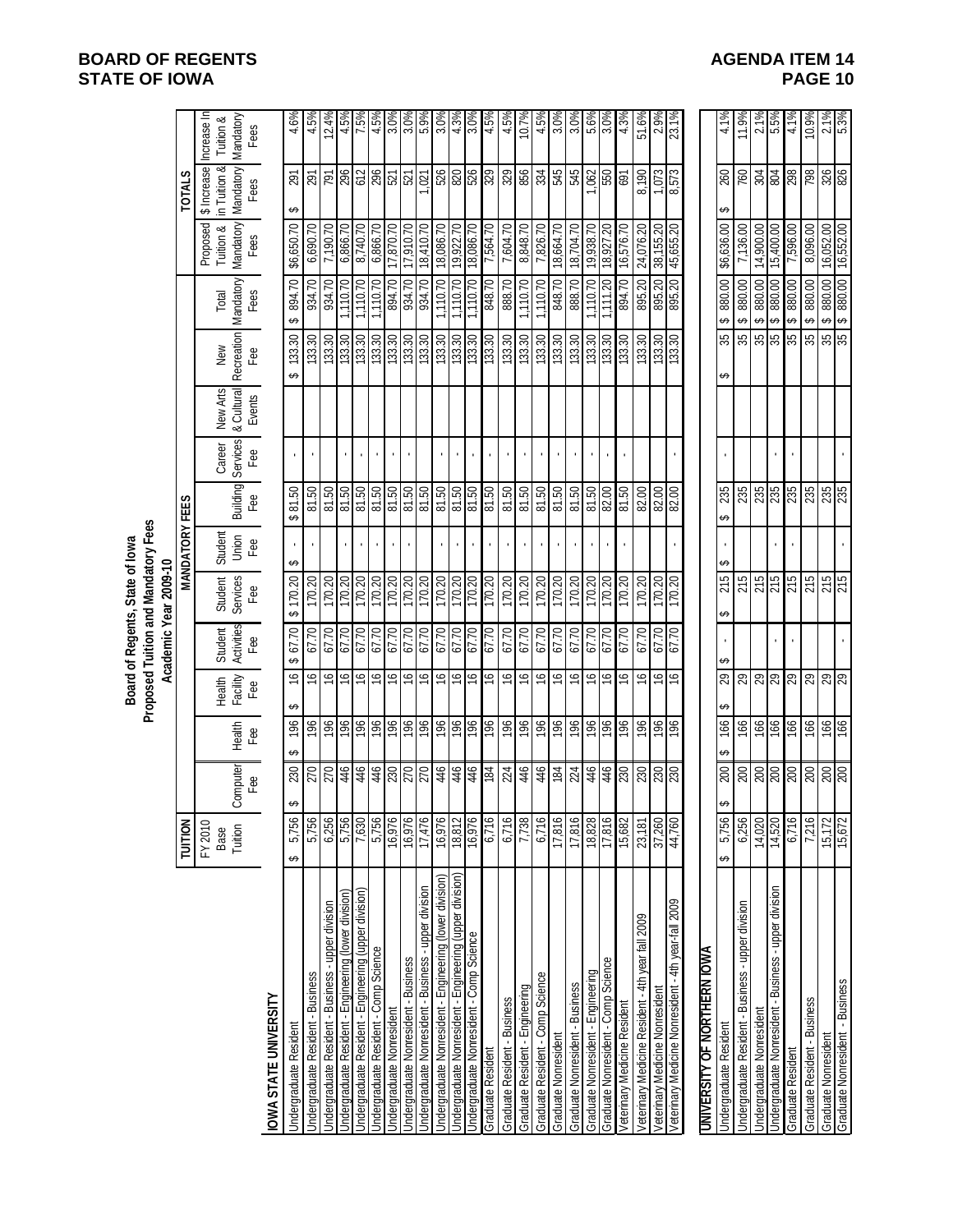**BOARD OF REGENTS**
**STATE OF IOWA**

**AGENDA ITEM 14**

### Board of Regents, State of Iowa
### Proposed Tuition and Mandatory Fees
### Academic Year 2009-10

| | TUITION | MANDATORY FEES | | | | | | | | | | | | TOTALS | | |
|---|---|---|---|---|---|---|---|---|---|---|---|---|---|---|---|---|
| | FY 2010 Base Tuition | Computer Fee | Health Fee | Health Facility Fee | Student Activities Fee | Student Services Fee | Student Union Fee | Building Fee | Career Services Fee | New Arts & Cultural Events | New Recreation Fee | Total Mandatory Fees | Proposed Tuition & Mandatory Fees | $ Increase in Tuition & Mandatory Fees | Increase In Tuition & Mandatory Fees |
| **IOWA STATE UNIVERSITY** | | | | | | | | | | | | | | | |
| Undergraduate Resident | $ 5,756 | $ 230 | $ 196 | $ 16 | $ 67.70 | $ 170.20 | $ - | $ 81.50 | - | | $ 133.30 | $ 894.70 | $6,650.70 | $ 291 | 4.6% |
| Undergraduate Resident - Business | 5,756 | 270 | 196 | 16 | 67.70 | 170.20 | | 81.50 | - | | 133.30 | 934.70 | 6,690.70 | 291 | 4.5% |
| Undergraduate Resident - Business - upper division | 6,256 | 270 | 196 | 16 | 67.70 | 170.20 | | 81.50 | | | 133.30 | 934.70 | 7,190.70 | 791 | 12.4% |
| Undergraduate Resident - Engineering (lower division) | 5,756 | 446 | 196 | 16 | 67.70 | 170.20 | - | 81.50 | - | | 133.30 | 1,110.70 | 6,866.70 | 296 | 4.5% |
| Undergraduate Resident - Engineering (upper division) | 7,630 | 446 | 196 | 16 | 67.70 | 170.20 | - | 81.50 | - | | 133.30 | 1,110.70 | 8,740.70 | 612 | 7.5% |
| Undergraduate Resident - Comp Science | 5,756 | 446 | 196 | 16 | 67.70 | 170.20 | - | 81.50 | - | | 133.30 | 1,110.70 | 6,866.70 | 296 | 4.5% |
| Undergraduate Nonresident | 16,976 | 230 | 196 | 16 | 67.70 | 170.20 | - | 81.50 | - | | 133.30 | 894.70 | 17,870.70 | 521 | 3.0% |
| Undergraduate Nonresident - Business | 16,976 | 270 | 196 | 16 | 67.70 | 170.20 | - | 81.50 | - | | 133.30 | 934.70 | 17,910.70 | 521 | 3.0% |
| Undergraduate Nonresident - Business - upper division | 17,476 | 270 | 196 | 16 | 67.70 | 170.20 | | 81.50 | | | 133.30 | 934.70 | 18,410.70 | 1,021 | 5.9% |
| Undergraduate Nonresident - Engineering (lower division) | 16,976 | 446 | 196 | 16 | 67.70 | 170.20 | - | 81.50 | - | | 133.30 | 1,110.70 | 18,086.70 | 526 | 3.0% |
| Undergraduate Nonresident - Engineering (upper division) | 18,812 | 446 | 196 | 16 | 67.70 | 170.20 | - | 81.50 | - | | 133.30 | 1,110.70 | 19,922.70 | 820 | 4.3% |
| Undergraduate Nonresident - Comp Science | 16,976 | 446 | 196 | 16 | 67.70 | 170.20 | - | 81.50 | - | | 133.30 | 1,110.70 | 18,086.70 | 526 | 3.0% |
| Graduate Resident | 6,716 | 184 | 196 | 16 | 67.70 | 170.20 | - | 81.50 | - | | 133.30 | 848.70 | 7,564.70 | 329 | 4.5% |
| Graduate Resident - Business | 6,716 | 224 | 196 | 16 | 67.70 | 170.20 | - | 81.50 | - | | 133.30 | 888.70 | 7,604.70 | 329 | 4.5% |
| Graduate Resident - Engineering | 7,738 | 446 | 196 | 16 | 67.70 | 170.20 | - | 81.50 | - | | 133.30 | 1,110.70 | 8,848.70 | 856 | 10.7% |
| Graduate Resident - Comp Science | 6,716 | 446 | 196 | 16 | 67.70 | 170.20 | - | 81.50 | - | | 133.30 | 1,110.70 | 7,826.70 | 334 | 4.5% |
| Graduate Nonresident | 17,816 | 184 | 196 | 16 | 67.70 | 170.20 | - | 81.50 | - | | 133.30 | 848.70 | 18,664.70 | 545 | 3.0% |
| Graduate Nonresident - Business | 17,816 | 224 | 196 | 16 | 67.70 | 170.20 | - | 81.50 | - | | 133.30 | 888.70 | 18,704.70 | 545 | 3.0% |
| Graduate Nonresident - Engineering | 18,828 | 446 | 196 | 16 | 67.70 | 170.20 | - | 81.50 | - | | 133.30 | 1,110.70 | 19,938.70 | 1,062 | 5.6% |
| Graduate Nonresident - Comp Science | 17,816 | 446 | 196 | 16 | 67.70 | 170.20 | - | 82.00 | - | | 133.30 | 1,111.20 | 18,927.20 | 550 | 3.0% |
| Veterinary Medicine Resident | 15,682 | 230 | 196 | 16 | 67.70 | 170.20 | - | 81.50 | - | | 133.30 | 894.70 | 16,576.70 | 691 | 4.3% |
| Veterinary Medicine Resident - 4th year fall 2009 | 23,181 | 230 | 196 | 16 | 67.70 | 170.20 | | 82.00 | | | 133.30 | 895.20 | 24,076.20 | 8,190 | 51.6% |
| Veterinary Medicine Nonresident | 37,260 | 230 | 196 | 16 | 67.70 | 170.20 | | 82.00 | | | 133.30 | 895.20 | 38,155.20 | 1,073 | 2.9% |
| Veterinary Medicine Nonresident - 4th year-fall 2009 | 44,760 | 230 | 196 | 16 | 67.70 | 170.20 | - | 82.00 | - | | 133.30 | 895.20 | 45,655.20 | 8,573 | 23.1% |
| **UNIVERSITY OF NORTHERN IOWA** | | | | | | | | | | | | | | | |
| Undergraduate Resident | $ 5,756 | $ 200 | $ 166 | $ 29 | $ - | $ 215 | $ - | $ 235 | - | | $ 35 | $ 880.00 | $6,636.00 | $ 260 | 4.1% |
| Undergraduate Resident - Business - upper division | 6,256 | 200 | 166 | 29 | | 215 | | 235 | | | 35 | $ 880.00 | 7,136.00 | 760 | 11.9% |
| Undergraduate Nonresident | 14,020 | 200 | 166 | 29 | | 215 | | 235 | | | 35 | $ 880.00 | 14,900.00 | 304 | 2.1% |
| Undergraduate Nonresident - Business - upper division | 14,520 | 200 | 166 | 29 | - | 215 | - | 235 | - | | 35 | $ 880.00 | 15,400.00 | 804 | 5.5% |
| Graduate Resident | 6,716 | 200 | 166 | 29 | - | 215 | - | 235 | - | | 35 | $ 880.00 | 7,596.00 | 298 | 4.1% |
| Graduate Resident - Business | 7,216 | 200 | 166 | 29 | | 215 | | 235 | | | 35 | $ 880.00 | 8,096.00 | 798 | 10.9% |
| Graduate Nonresident | 15,172 | 200 | 166 | 29 | | 215 | | 235 | | | 35 | $ 880.00 | 16,052.00 | 326 | 2.1% |
| Graduate Nonresident - Business | 15,672 | 200 | 166 | 29 | - | 215 | - | 235 | - | | 35 | $ 880.00 | 16,552.00 | 826 | 5.3% |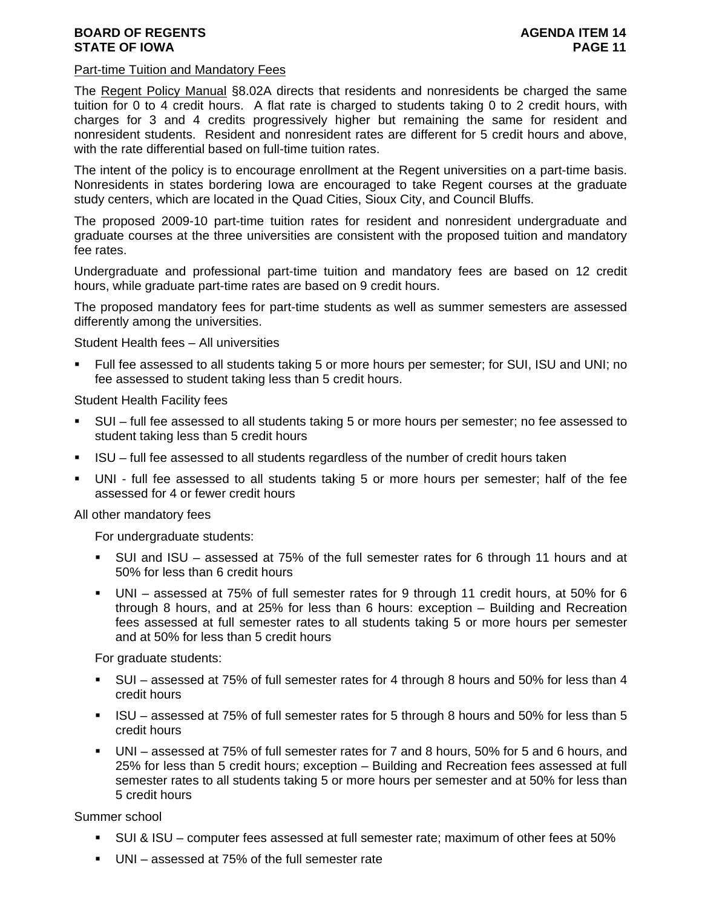## Part-time Tuition and Mandatory Fees

The Regent Policy Manual §8.02A directs that residents and nonresidents be charged the same tuition for 0 to 4 credit hours. A flat rate is charged to students taking 0 to 2 credit hours, with charges for 3 and 4 credits progressively higher but remaining the same for resident and nonresident students. Resident and nonresident rates are different for 5 credit hours and above, with the rate differential based on full-time tuition rates.

The intent of the policy is to encourage enrollment at the Regent universities on a part-time basis. Nonresidents in states bordering Iowa are encouraged to take Regent courses at the graduate study centers, which are located in the Quad Cities, Sioux City, and Council Bluffs.

The proposed 2009-10 part-time tuition rates for resident and nonresident undergraduate and graduate courses at the three universities are consistent with the proposed tuition and mandatory fee rates.

Undergraduate and professional part-time tuition and mandatory fees are based on 12 credit hours, while graduate part-time rates are based on 9 credit hours.

The proposed mandatory fees for part-time students as well as summer semesters are assessed differently among the universities.

Student Health fees – All universities

- Full fee assessed to all students taking 5 or more hours per semester; for SUI, ISU and UNI; no fee assessed to student taking less than 5 credit hours.

Student Health Facility fees

- SUI – full fee assessed to all students taking 5 or more hours per semester; no fee assessed to student taking less than 5 credit hours
- ISU – full fee assessed to all students regardless of the number of credit hours taken
- UNI - full fee assessed to all students taking 5 or more hours per semester; half of the fee assessed for 4 or fewer credit hours

All other mandatory fees

For undergraduate students:

- SUI and ISU – assessed at 75% of the full semester rates for 6 through 11 hours and at 50% for less than 6 credit hours
- UNI – assessed at 75% of full semester rates for 9 through 11 credit hours, at 50% for 6 through 8 hours, and at 25% for less than 6 hours: exception – Building and Recreation fees assessed at full semester rates to all students taking 5 or more hours per semester and at 50% for less than 5 credit hours

For graduate students:

- SUI – assessed at 75% of full semester rates for 4 through 8 hours and 50% for less than 4 credit hours
- ISU – assessed at 75% of full semester rates for 5 through 8 hours and 50% for less than 5 credit hours
- UNI – assessed at 75% of full semester rates for 7 and 8 hours, 50% for 5 and 6 hours, and 25% for less than 5 credit hours; exception – Building and Recreation fees assessed at full semester rates to all students taking 5 or more hours per semester and at 50% for less than 5 credit hours

Summer school

- SUI & ISU – computer fees assessed at full semester rate; maximum of other fees at 50%
- UNI – assessed at 75% of the full semester rate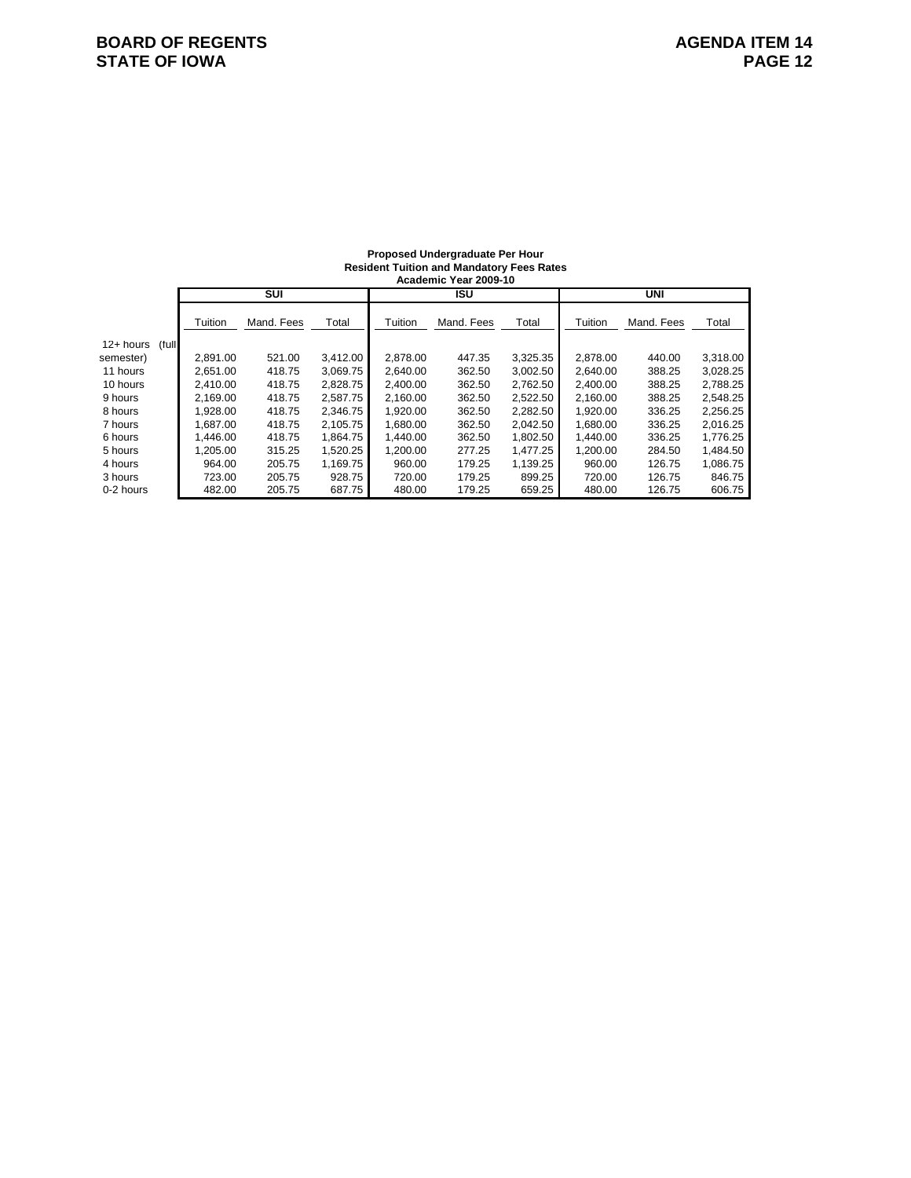**Proposed Undergraduate Per Hour**
**Resident Tuition and Mandatory Fees Rates**
**Academic Year 2009-10**

| | SUI | | | ISU | | | UNI | | |
|---|---|---|---|---|---|---|---|---|---|
| | Tuition | Mand. Fees | Total | Tuition | Mand. Fees | Total | Tuition | Mand. Fees | Total |
| 12+ hours (full semester) | 2,891.00 | 521.00 | 3,412.00 | 2,878.00 | 447.35 | 3,325.35 | 2,878.00 | 440.00 | 3,318.00 |
| 11 hours | 2,651.00 | 418.75 | 3,069.75 | 2,640.00 | 362.50 | 3,002.50 | 2,640.00 | 388.25 | 3,028.25 |
| 10 hours | 2,410.00 | 418.75 | 2,828.75 | 2,400.00 | 362.50 | 2,762.50 | 2,400.00 | 388.25 | 2,788.25 |
| 9 hours | 2,169.00 | 418.75 | 2,587.75 | 2,160.00 | 362.50 | 2,522.50 | 2,160.00 | 388.25 | 2,548.25 |
| 8 hours | 1,928.00 | 418.75 | 2,346.75 | 1,920.00 | 362.50 | 2,282.50 | 1,920.00 | 336.25 | 2,256.25 |
| 7 hours | 1,687.00 | 418.75 | 2,105.75 | 1,680.00 | 362.50 | 2,042.50 | 1,680.00 | 336.25 | 2,016.25 |
| 6 hours | 1,446.00 | 418.75 | 1,864.75 | 1,440.00 | 362.50 | 1,802.50 | 1,440.00 | 336.25 | 1,776.25 |
| 5 hours | 1,205.00 | 315.25 | 1,520.25 | 1,200.00 | 277.25 | 1,477.25 | 1,200.00 | 284.50 | 1,484.50 |
| 4 hours | 964.00 | 205.75 | 1,169.75 | 960.00 | 179.25 | 1,139.25 | 960.00 | 126.75 | 1,086.75 |
| 3 hours | 723.00 | 205.75 | 928.75 | 720.00 | 179.25 | 899.25 | 720.00 | 126.75 | 846.75 |
| 0-2 hours | 482.00 | 205.75 | 687.75 | 480.00 | 179.25 | 659.25 | 480.00 | 126.75 | 606.75 |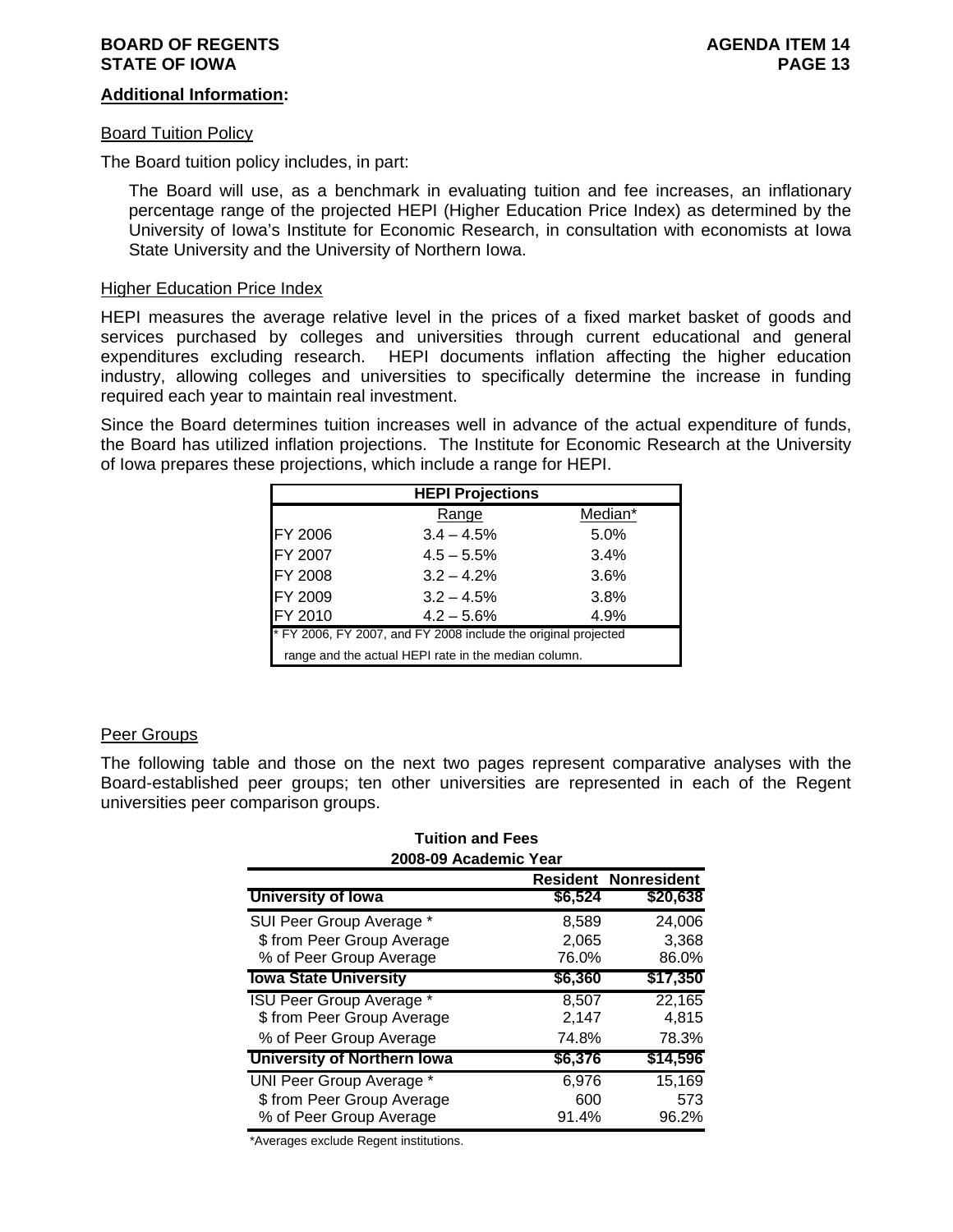**Additional Information:**

Board Tuition Policy

The Board tuition policy includes, in part:

> The Board will use, as a benchmark in evaluating tuition and fee increases, an inflationary percentage range of the projected HEPI (Higher Education Price Index) as determined by the University of Iowa's Institute for Economic Research, in consultation with economists at Iowa State University and the University of Northern Iowa.

Higher Education Price Index

HEPI measures the average relative level in the prices of a fixed market basket of goods and services purchased by colleges and universities through current educational and general expenditures excluding research. HEPI documents inflation affecting the higher education industry, allowing colleges and universities to specifically determine the increase in funding required each year to maintain real investment.

Since the Board determines tuition increases well in advance of the actual expenditure of funds, the Board has utilized inflation projections. The Institute for Economic Research at the University of Iowa prepares these projections, which include a range for HEPI.

| HEPI Projections | | |
|---|---|---|
| | Range | Median* |
| FY 2006 | 3.4 – 4.5% | 5.0% |
| FY 2007 | 4.5 – 5.5% | 3.4% |
| FY 2008 | 3.2 – 4.2% | 3.6% |
| FY 2009 | 3.2 – 4.5% | 3.8% |
| FY 2010 | 4.2 – 5.6% | 4.9% |

\* FY 2006, FY 2007, and FY 2008 include the original projected range and the actual HEPI rate in the median column.

Peer Groups

The following table and those on the next two pages represent comparative analyses with the Board-established peer groups; ten other universities are represented in each of the Regent universities peer comparison groups.

**Tuition and Fees**
**2008-09 Academic Year**

| | Resident | Nonresident |
|---|---|---|
| **University of Iowa** | **$6,524** | **$20,638** |
| SUI Peer Group Average * | 8,589 | 24,006 |
| $ from Peer Group Average | 2,065 | 3,368 |
| % of Peer Group Average | 76.0% | 86.0% |
| **Iowa State University** | **$6,360** | **$17,350** |
| ISU Peer Group Average * | 8,507 | 22,165 |
| $ from Peer Group Average | 2,147 | 4,815 |
| % of Peer Group Average | 74.8% | 78.3% |
| **University of Northern Iowa** | **$6,376** | **$14,596** |
| UNI Peer Group Average * | 6,976 | 15,169 |
| $ from Peer Group Average | 600 | 573 |
| % of Peer Group Average | 91.4% | 96.2% |

*Averages exclude Regent institutions.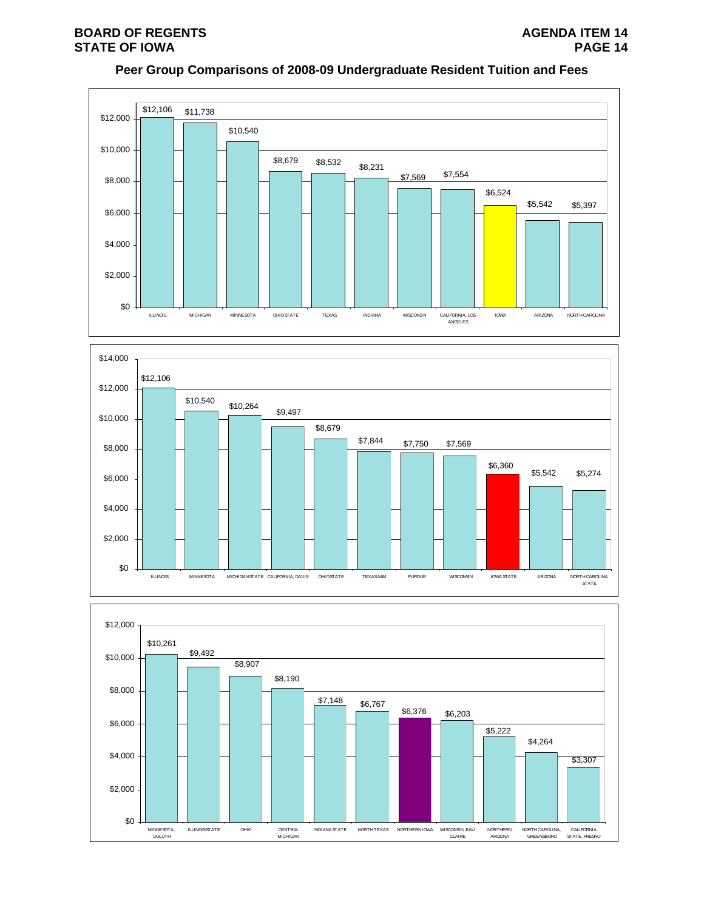## Peer Group Comparisons of 2008-09 Undergraduate Resident Tuition and Fees

| Institution | Tuition and Fees |
|---|---|
| ILLINOIS | $12,106 |
| MICHIGAN | $11,738 |
| MINNESOTA | $10,540 |
| OHIO STATE | $8,679 |
| TEXAS | $8,532 |
| INDIANA | $8,231 |
| WISCONSIN | $7,569 |
| CALIFORNIA, LOS ANGELES | $7,554 |
| IOWA | $6,524 |
| ARIZONA | $5,542 |
| NORTH CAROLINA | $5,397 |

| Institution | Tuition and Fees |
|---|---|
| ILLINOIS | $12,106 |
| MINNESOTA | $10,540 |
| MICHIGAN STATE | $10,264 |
| CALIFORNIA, DAVIS | $9,497 |
| OHIO STATE | $8,679 |
| TEXAS A&M | $7,844 |
| PURDUE | $7,750 |
| WISCONSIN | $7,569 |
| IOWA STATE | $6,360 |
| ARIZONA | $5,542 |
| NORTH CAROLINA STATE | $5,274 |

| Institution | Tuition and Fees |
|---|---|
| MINNESOTA, DULUTH | $10,261 |
| ILLINOIS STATE | $9,492 |
| OHIO | $8,907 |
| CENTRAL MICHIGAN | $8,190 |
| INDIANA STATE | $7,148 |
| NORTH TEXAS | $6,767 |
| NORTHERN IOWA | $6,376 |
| WISCONSIN, EAU CLAIRE | $6,203 |
| NORTHERN ARIZONA | $5,222 |
| NORTH CAROLINA, GREENSBORO | $4,264 |
| CALIFORNIA STATE, FRESNO | $3,307 |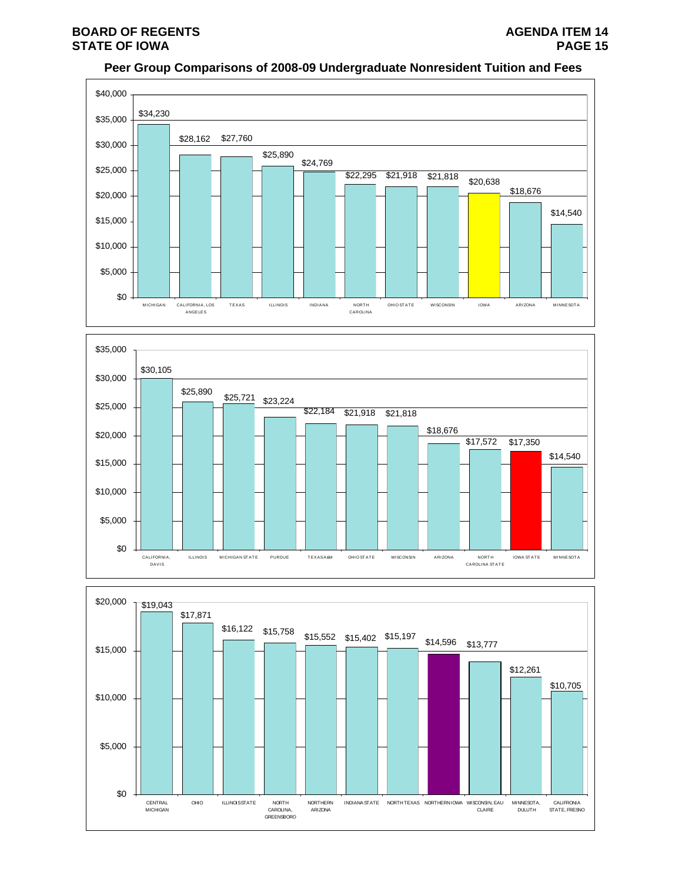## Peer Group Comparisons of 2008-09 Undergraduate Nonresident Tuition and Fees

| Institution | Tuition and Fees |
|---|---|
| MICHIGAN | $34,230 |
| CALIFORNIA, LOS ANGELES | $28,162 |
| TEXAS | $27,760 |
| ILLINOIS | $25,890 |
| INDIANA | $24,769 |
| NORTH CAROLINA | $22,295 |
| OHIO STATE | $21,918 |
| WISCONSIN | $21,818 |
| IOWA | $20,638 |
| ARIZONA | $18,676 |
| MINNESOTA | $14,540 |

| Institution | Tuition and Fees |
|---|---|
| CALIFORNIA, DAVIS | $30,105 |
| ILLINOIS | $25,890 |
| MICHIGAN STATE | $25,721 |
| PURDUE | $23,224 |
| TEXAS A&M | $22,184 |
| OHIO STATE | $21,918 |
| WISCONSIN | $21,818 |
| ARIZONA | $18,676 |
| NORTH CAROLINA STATE | $17,572 |
| IOWA STATE | $17,350 |
| MINNESOTA | $14,540 |

| Institution | Tuition and Fees |
|---|---|
| CENTRAL MICHIGAN | $19,043 |
| OHIO | $17,871 |
| ILLINOIS STATE | $16,122 |
| NORTH CAROLINA, GREENSBORO | $15,758 |
| NORTHERN ARIZONA | $15,552 |
| INDIANA STATE | $15,402 |
| NORTH TEXAS | $15,197 |
| NORTHERN IOWA | $14,596 |
| WISCONSIN, EAU CLAIRE | $13,777 |
| MINNESOTA, DULUTH | $12,261 |
| CALIFRONIA STATE, FRESNO | $10,705 |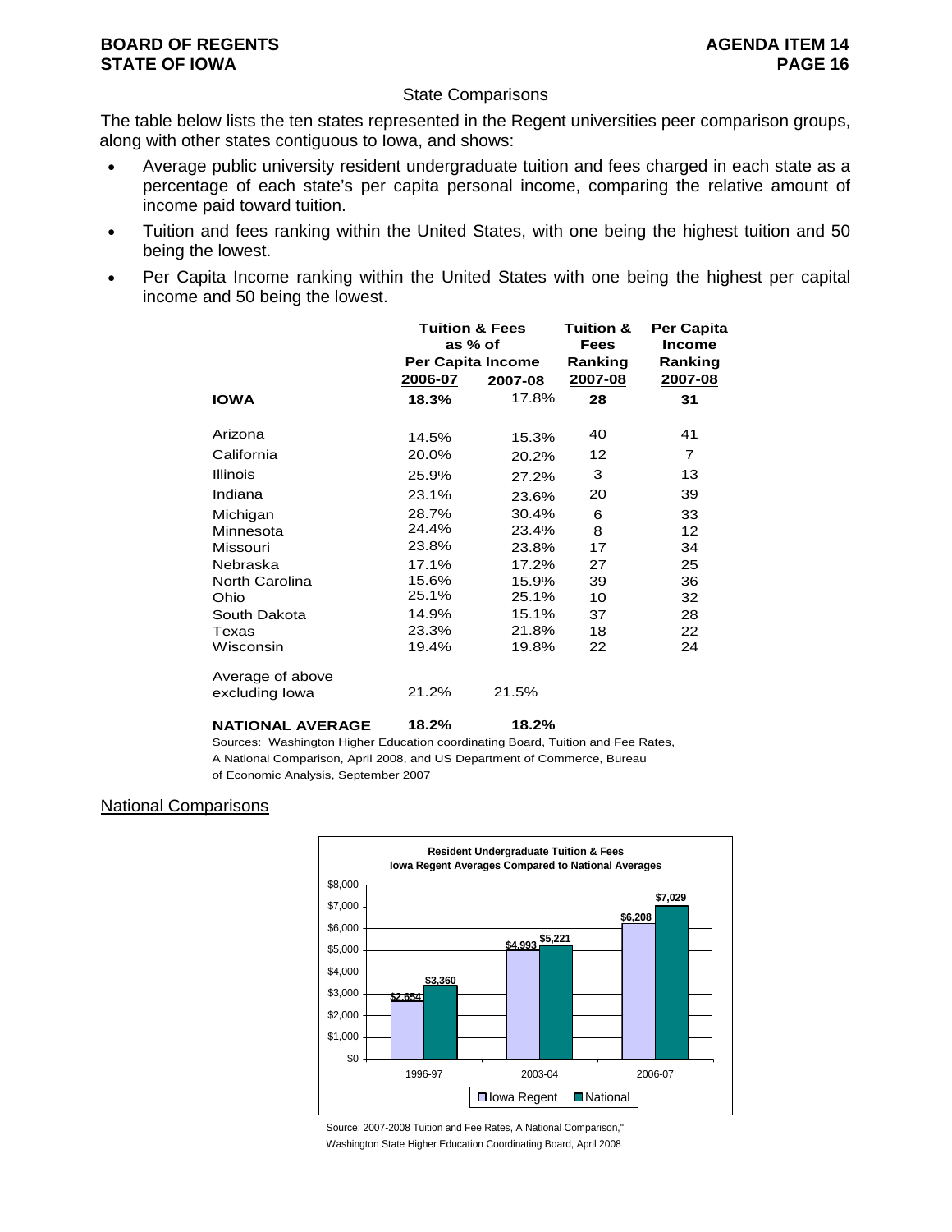## State Comparisons

The table below lists the ten states represented in the Regent universities peer comparison groups, along with other states contiguous to Iowa, and shows:

- Average public university resident undergraduate tuition and fees charged in each state as a percentage of each state's per capita personal income, comparing the relative amount of income paid toward tuition.
- Tuition and fees ranking within the United States, with one being the highest tuition and 50 being the lowest.
- Per Capita Income ranking within the United States with one being the highest per capital income and 50 being the lowest.

| | Tuition & Fees as % of Per Capita Income | | Tuition & Fees Ranking | Per Capita Income Ranking |
|---|---|---|---|---|
| | 2006-07 | 2007-08 | 2007-08 | 2007-08 |
| **IOWA** | **18.3%** | 17.8% | **28** | **31** |
| Arizona | 14.5% | 15.3% | 40 | 41 |
| California | 20.0% | 20.2% | 12 | 7 |
| Illinois | 25.9% | 27.2% | 3 | 13 |
| Indiana | 23.1% | 23.6% | 20 | 39 |
| Michigan | 28.7% | 30.4% | 6 | 33 |
| Minnesota | 24.4% | 23.4% | 8 | 12 |
| Missouri | 23.8% | 23.8% | 17 | 34 |
| Nebraska | 17.1% | 17.2% | 27 | 25 |
| North Carolina | 15.6% | 15.9% | 39 | 36 |
| Ohio | 25.1% | 25.1% | 10 | 32 |
| South Dakota | 14.9% | 15.1% | 37 | 28 |
| Texas | 23.3% | 21.8% | 18 | 22 |
| Wisconsin | 19.4% | 19.8% | 22 | 24 |
| Average of above excluding Iowa | 21.2% | 21.5% | | |
| **NATIONAL AVERAGE** | **18.2%** | **18.2%** | | |

Sources: Washington Higher Education coordinating Board, Tuition and Fee Rates, A National Comparison, April 2008, and US Department of Commerce, Bureau of Economic Analysis, September 2007

## National Comparisons

Resident Undergraduate Tuition & Fees
Iowa Regent Averages Compared to National Averages

$8,000
$7,000
$6,000
$5,000
$4,000
$3,000
$2,000
$1,000
$0

$2,654
$3,360
$4,993
$5,221
$6,208
$7,029

1996-97
2003-04
2006-07

Iowa Regent
National

Source: 2007-2008 Tuition and Fee Rates, A National Comparison," Washington State Higher Education Coordinating Board, April 2008